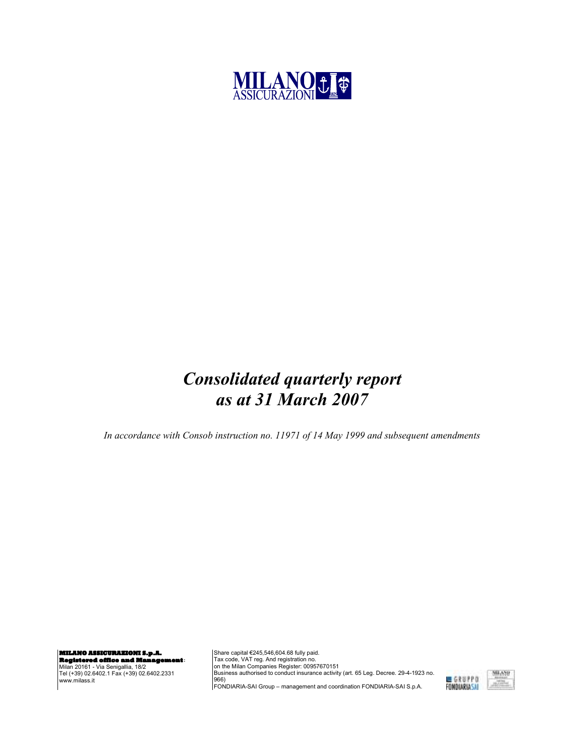MILANO ASSICURAZIONI

# *Consolidated quarterly report as at 31 March 2007*

*In accordance with Consob instruction no. 11971 of 14 May 1999 and subsequent amendments*

**MILANO ASSICURAZIONI S.p.A.**
**Registered office and Management:**
Milan 20161 - Via Senigallia, 18/2
Tel (+39) 02.6402.1 Fax (+39) 02.6402.2331
www.milass.it

Share capital €245,546,604.68 fully paid.
Tax code, VAT reg. And registration no.
on the Milan Companies Register: 00957670151
Business authorised to conduct insurance activity (art. 65 Leg. Decree. 29-4-1923 no. 966)
FONDIARIA-SAI Group – management and coordination FONDIARIA-SAI S.p.A.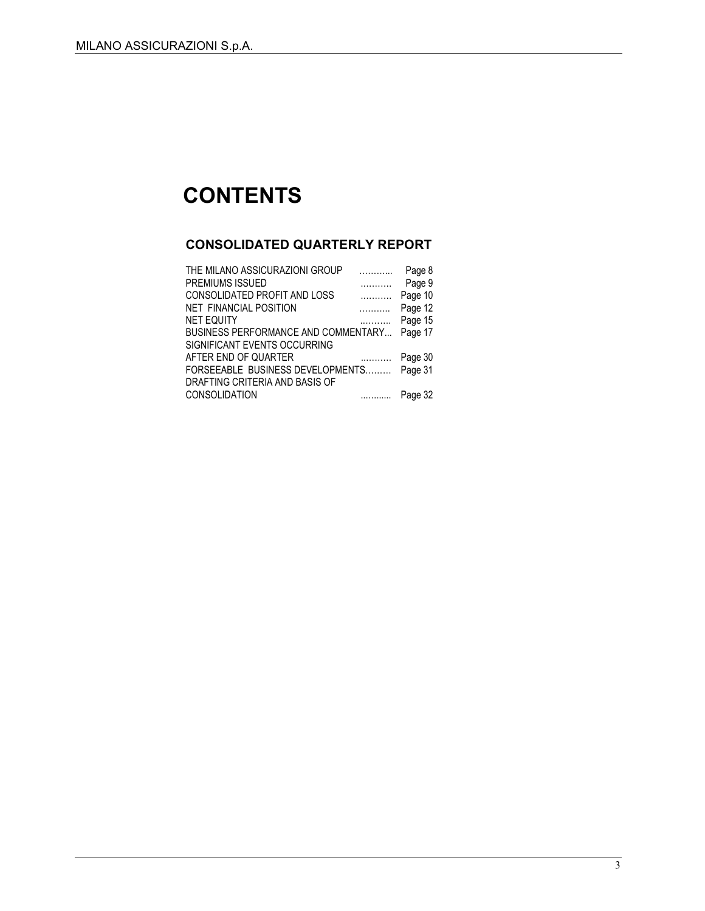# CONTENTS

## CONSOLIDATED QUARTERLY REPORT

| | |
|---|---|
| THE MILANO ASSICURAZIONI GROUP ……….. | Page 8 |
| PREMIUMS ISSUED ………. | Page 9 |
| CONSOLIDATED PROFIT AND LOSS ………. | Page 10 |
| NET FINANCIAL POSITION ……….. | Page 12 |
| NET EQUITY ………. | Page 15 |
| BUSINESS PERFORMANCE AND COMMENTARY... | Page 17 |
| SIGNIFICANT EVENTS OCCURRING AFTER END OF QUARTER ………. | Page 30 |
| FORSEEABLE BUSINESS DEVELOPMENTS……… | Page 31 |
| DRAFTING CRITERIA AND BASIS OF CONSOLIDATION ........... | Page 32 |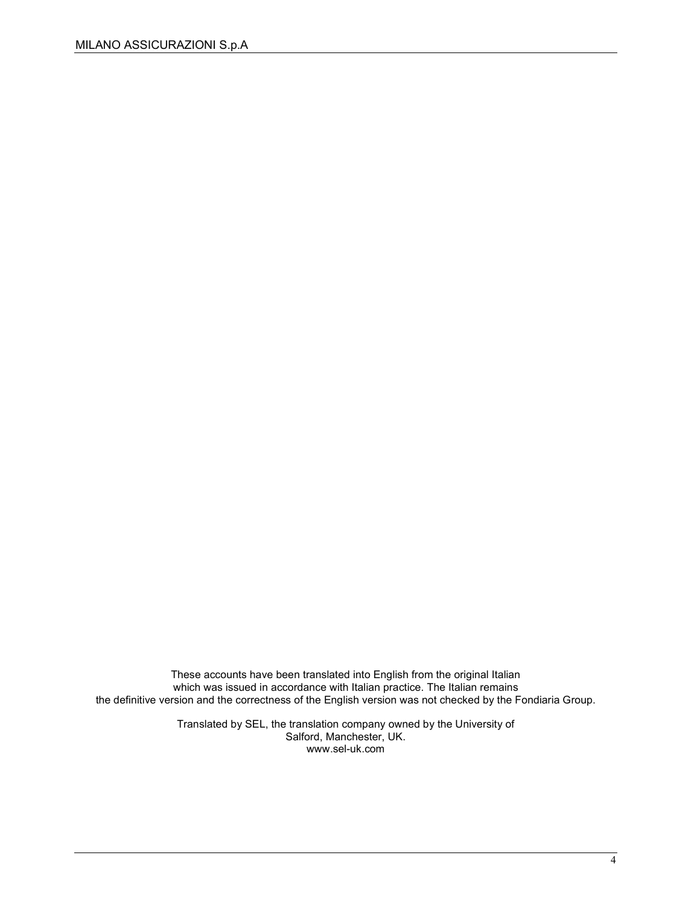These accounts have been translated into English from the original Italian which was issued in accordance with Italian practice. The Italian remains the definitive version and the correctness of the English version was not checked by the Fondiaria Group.

Translated by SEL, the translation company owned by the University of Salford, Manchester, UK.
www.sel-uk.com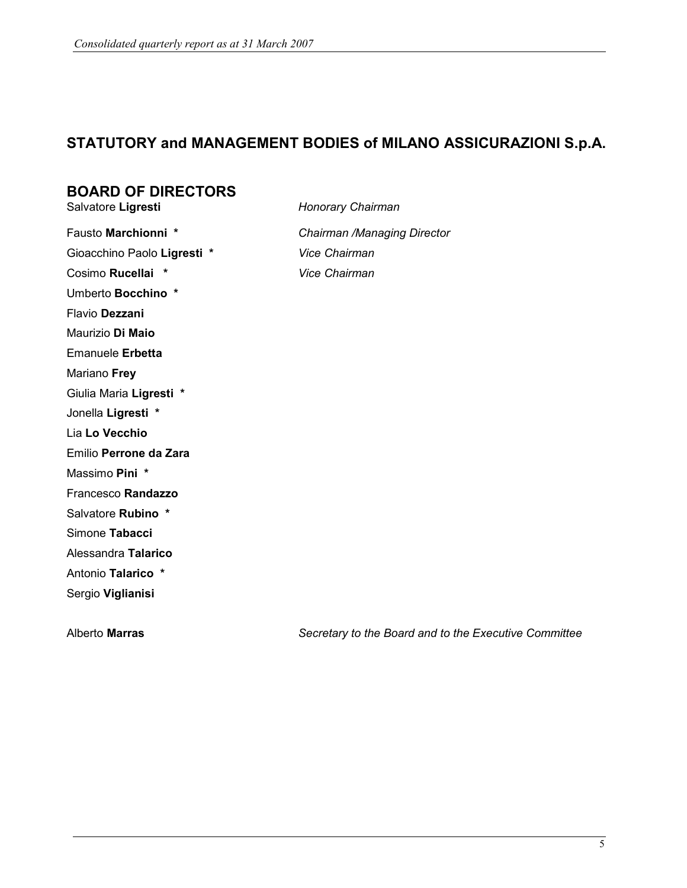## STATUTORY and MANAGEMENT BODIES of MILANO ASSICURAZIONI S.p.A.

### BOARD OF DIRECTORS

| | |
|---|---|
| Salvatore **Ligresti** | *Honorary Chairman* |
| Fausto **Marchionni** * | *Chairman /Managing Director* |
| Gioacchino Paolo **Ligresti** * | *Vice Chairman* |
| Cosimo **Rucellai** * | *Vice Chairman* |
| Umberto **Bocchino** * | |
| Flavio **Dezzani** | |
| Maurizio **Di Maio** | |
| Emanuele **Erbetta** | |
| Mariano **Frey** | |
| Giulia Maria **Ligresti** * | |
| Jonella **Ligresti** * | |
| Lia **Lo Vecchio** | |
| Emilio **Perrone da Zara** | |
| Massimo **Pini** * | |
| Francesco **Randazzo** | |
| Salvatore **Rubino** * | |
| Simone **Tabacci** | |
| Alessandra **Talarico** | |
| Antonio **Talarico** * | |
| Sergio **Viglianisi** | |

| | |
|---|---|
| Alberto **Marras** | *Secretary to the Board and to the Executive Committee* |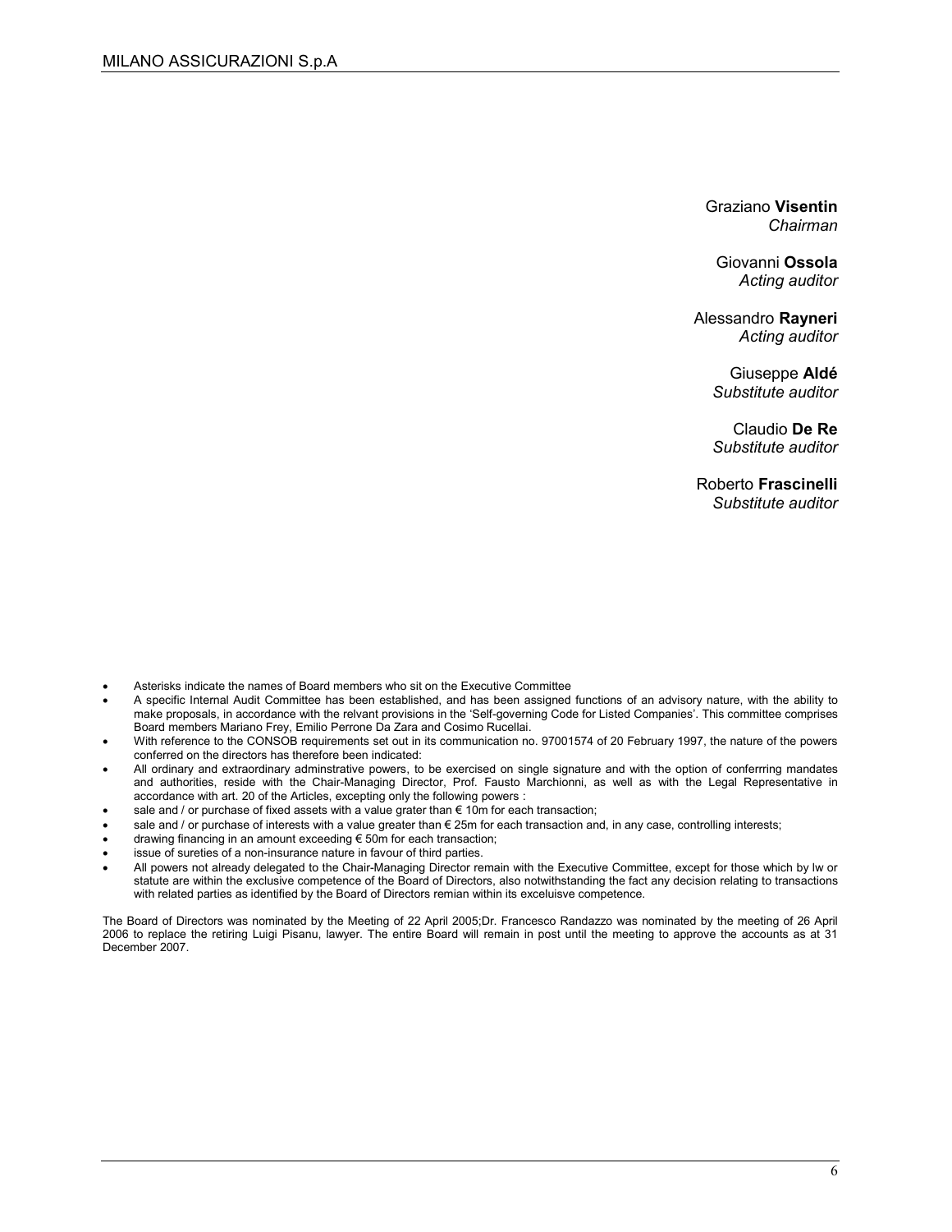Graziano **Visentin**
*Chairman*

Giovanni **Ossola**
*Acting auditor*

Alessandro **Rayneri**
*Acting auditor*

Giuseppe **Aldé**
*Substitute auditor*

Claudio **De Re**
*Substitute auditor*

Roberto **Frascinelli**
*Substitute auditor*

- Asterisks indicate the names of Board members who sit on the Executive Committee
- A specific Internal Audit Committee has been established, and has been assigned functions of an advisory nature, with the ability to make proposals, in accordance with the relvant provisions in the 'Self-governing Code for Listed Companies'. This committee comprises Board members Mariano Frey, Emilio Perrone Da Zara and Cosimo Rucellai.
- With reference to the CONSOB requirements set out in its communication no. 97001574 of 20 February 1997, the nature of the powers conferred on the directors has therefore been indicated:
- All ordinary and extraordinary adminstrative powers, to be exercised on single signature and with the option of conferrring mandates and authorities, reside with the Chair-Managing Director, Prof. Fausto Marchionni, as well as with the Legal Representative in accordance with art. 20 of the Articles, excepting only the following powers :
- sale and / or purchase of fixed assets with a value grater than € 10m for each transaction;
- sale and / or purchase of interests with a value greater than € 25m for each transaction and, in any case, controlling interests;
- drawing financing in an amount exceeding € 50m for each transaction;
- issue of sureties of a non-insurance nature in favour of third parties.
- All powers not already delegated to the Chair-Managing Director remain with the Executive Committee, except for those which by lw or statute are within the exclusive competence of the Board of Directors, also notwithstanding the fact any decision relating to transactions with related parties as identified by the Board of Directors remian within its exceluisve competence.

The Board of Directors was nominated by the Meeting of 22 April 2005;Dr. Francesco Randazzo was nominated by the meeting of 26 April 2006 to replace the retiring Luigi Pisanu, lawyer. The entire Board will remain in post until the meeting to approve the accounts as at 31 December 2007.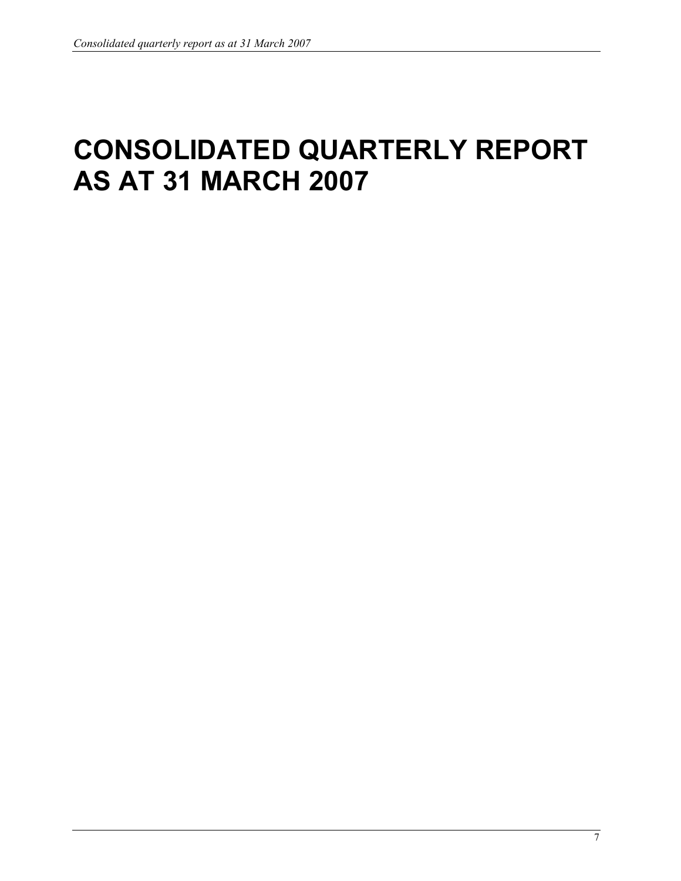# CONSOLIDATED QUARTERLY REPORT AS AT 31 MARCH 2007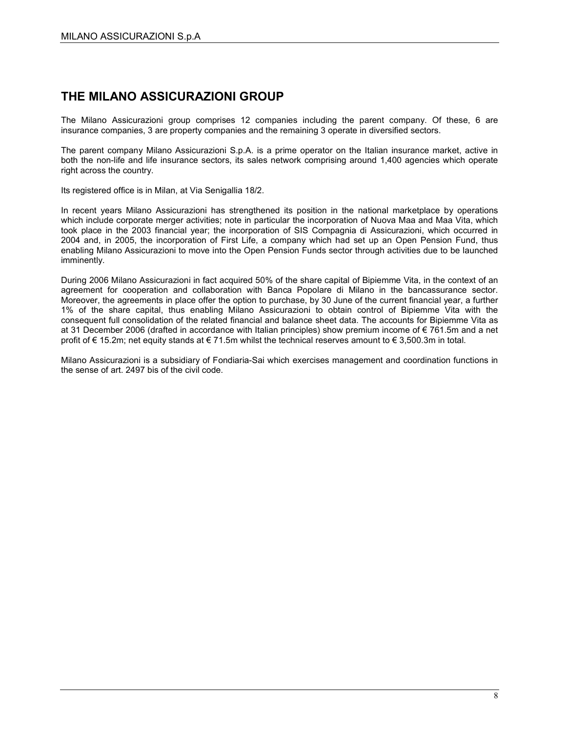# THE MILANO ASSICURAZIONI GROUP

The Milano Assicurazioni group comprises 12 companies including the parent company. Of these, 6 are insurance companies, 3 are property companies and the remaining 3 operate in diversified sectors.

The parent company Milano Assicurazioni S.p.A. is a prime operator on the Italian insurance market, active in both the non-life and life insurance sectors, its sales network comprising around 1,400 agencies which operate right across the country.

Its registered office is in Milan, at Via Senigallia 18/2.

In recent years Milano Assicurazioni has strengthened its position in the national marketplace by operations which include corporate merger activities; note in particular the incorporation of Nuova Maa and Maa Vita, which took place in the 2003 financial year; the incorporation of SIS Compagnia di Assicurazioni, which occurred in 2004 and, in 2005, the incorporation of First Life, a company which had set up an Open Pension Fund, thus enabling Milano Assicurazioni to move into the Open Pension Funds sector through activities due to be launched imminently.

During 2006 Milano Assicurazioni in fact acquired 50% of the share capital of Bipiemme Vita, in the context of an agreement for cooperation and collaboration with Banca Popolare di Milano in the bancassurance sector. Moreover, the agreements in place offer the option to purchase, by 30 June of the current financial year, a further 1% of the share capital, thus enabling Milano Assicurazioni to obtain control of Bipiemme Vita with the consequent full consolidation of the related financial and balance sheet data. The accounts for Bipiemme Vita as at 31 December 2006 (drafted in accordance with Italian principles) show premium income of € 761.5m and a net profit of € 15.2m; net equity stands at € 71.5m whilst the technical reserves amount to € 3,500.3m in total.

Milano Assicurazioni is a subsidiary of Fondiaria-Sai which exercises management and coordination functions in the sense of art. 2497 bis of the civil code.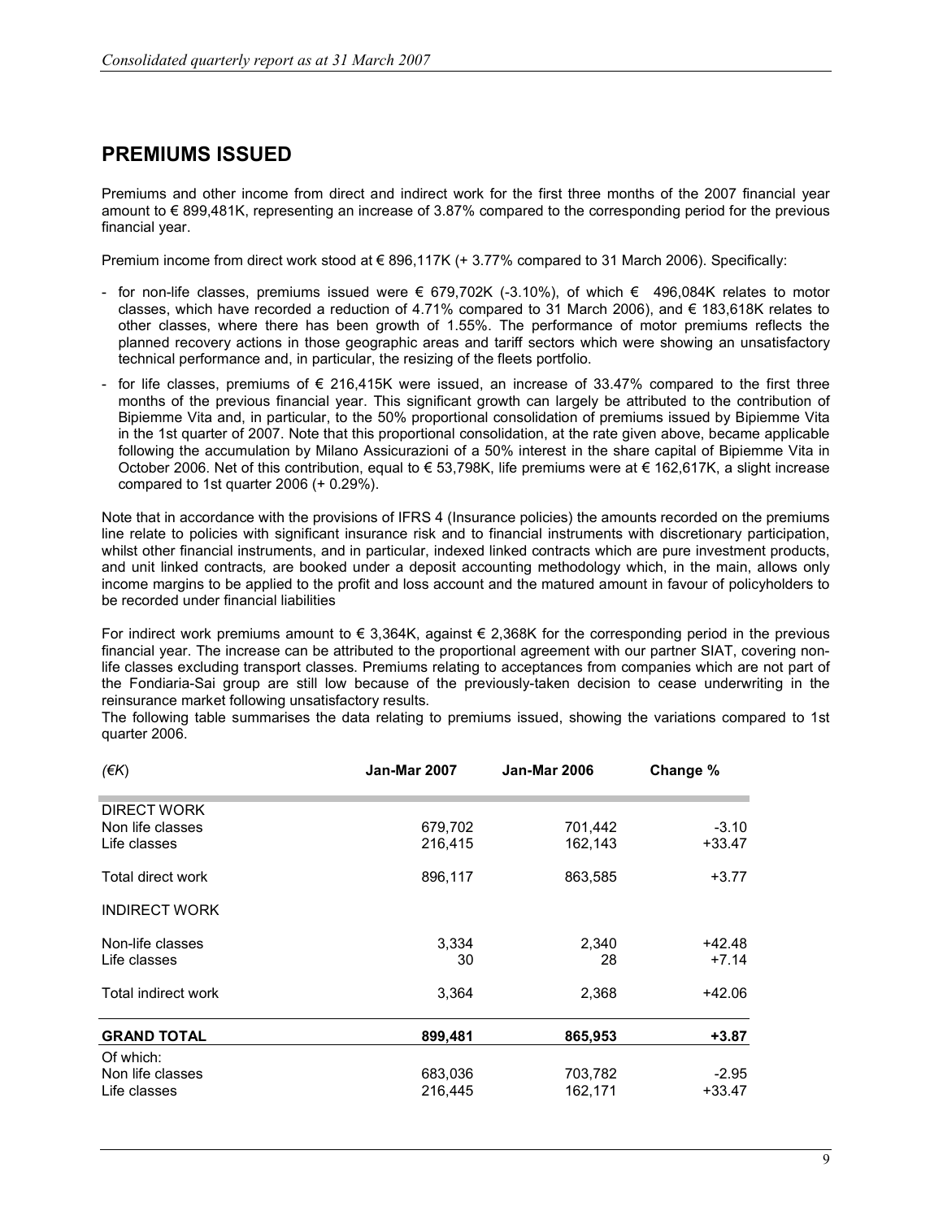## PREMIUMS ISSUED

Premiums and other income from direct and indirect work for the first three months of the 2007 financial year amount to € 899,481K, representing an increase of 3.87% compared to the corresponding period for the previous financial year.

Premium income from direct work stood at € 896,117K (+ 3.77% compared to 31 March 2006). Specifically:

- for non-life classes, premiums issued were € 679,702K (-3.10%), of which € 496,084K relates to motor classes, which have recorded a reduction of 4.71% compared to 31 March 2006), and € 183,618K relates to other classes, where there has been growth of 1.55%. The performance of motor premiums reflects the planned recovery actions in those geographic areas and tariff sectors which were showing an unsatisfactory technical performance and, in particular, the resizing of the fleets portfolio.
- for life classes, premiums of € 216,415K were issued, an increase of 33.47% compared to the first three months of the previous financial year. This significant growth can largely be attributed to the contribution of Bipiemme Vita and, in particular, to the 50% proportional consolidation of premiums issued by Bipiemme Vita in the 1st quarter of 2007. Note that this proportional consolidation, at the rate given above, became applicable following the accumulation by Milano Assicurazioni of a 50% interest in the share capital of Bipiemme Vita in October 2006. Net of this contribution, equal to € 53,798K, life premiums were at € 162,617K, a slight increase compared to 1st quarter 2006 (+ 0.29%).

Note that in accordance with the provisions of IFRS 4 (Insurance policies) the amounts recorded on the premiums line relate to policies with significant insurance risk and to financial instruments with discretionary participation, whilst other financial instruments, and in particular, indexed linked contracts which are pure investment products, and unit linked contracts, are booked under a deposit accounting methodology which, in the main, allows only income margins to be applied to the profit and loss account and the matured amount in favour of policyholders to be recorded under financial liabilities

For indirect work premiums amount to € 3,364K, against € 2,368K for the corresponding period in the previous financial year. The increase can be attributed to the proportional agreement with our partner SIAT, covering non-life classes excluding transport classes. Premiums relating to acceptances from companies which are not part of the Fondiaria-Sai group are still low because of the previously-taken decision to cease underwriting in the reinsurance market following unsatisfactory results.

The following table summarises the data relating to premiums issued, showing the variations compared to 1st quarter 2006.

| *(€K)* | **Jan-Mar 2007** | **Jan-Mar 2006** | **Change %** |
|---|---|---|---|
| DIRECT WORK | | | |
| Non life classes | 679,702 | 701,442 | -3.10 |
| Life classes | 216,415 | 162,143 | +33.47 |
| Total direct work | 896,117 | 863,585 | +3.77 |
| INDIRECT WORK | | | |
| Non-life classes | 3,334 | 2,340 | +42.48 |
| Life classes | 30 | 28 | +7.14 |
| Total indirect work | 3,364 | 2,368 | +42.06 |
| **GRAND TOTAL** | **899,481** | **865,953** | **+3.87** |
| Of which: | | | |
| Non life classes | 683,036 | 703,782 | -2.95 |
| Life classes | 216,445 | 162,171 | +33.47 |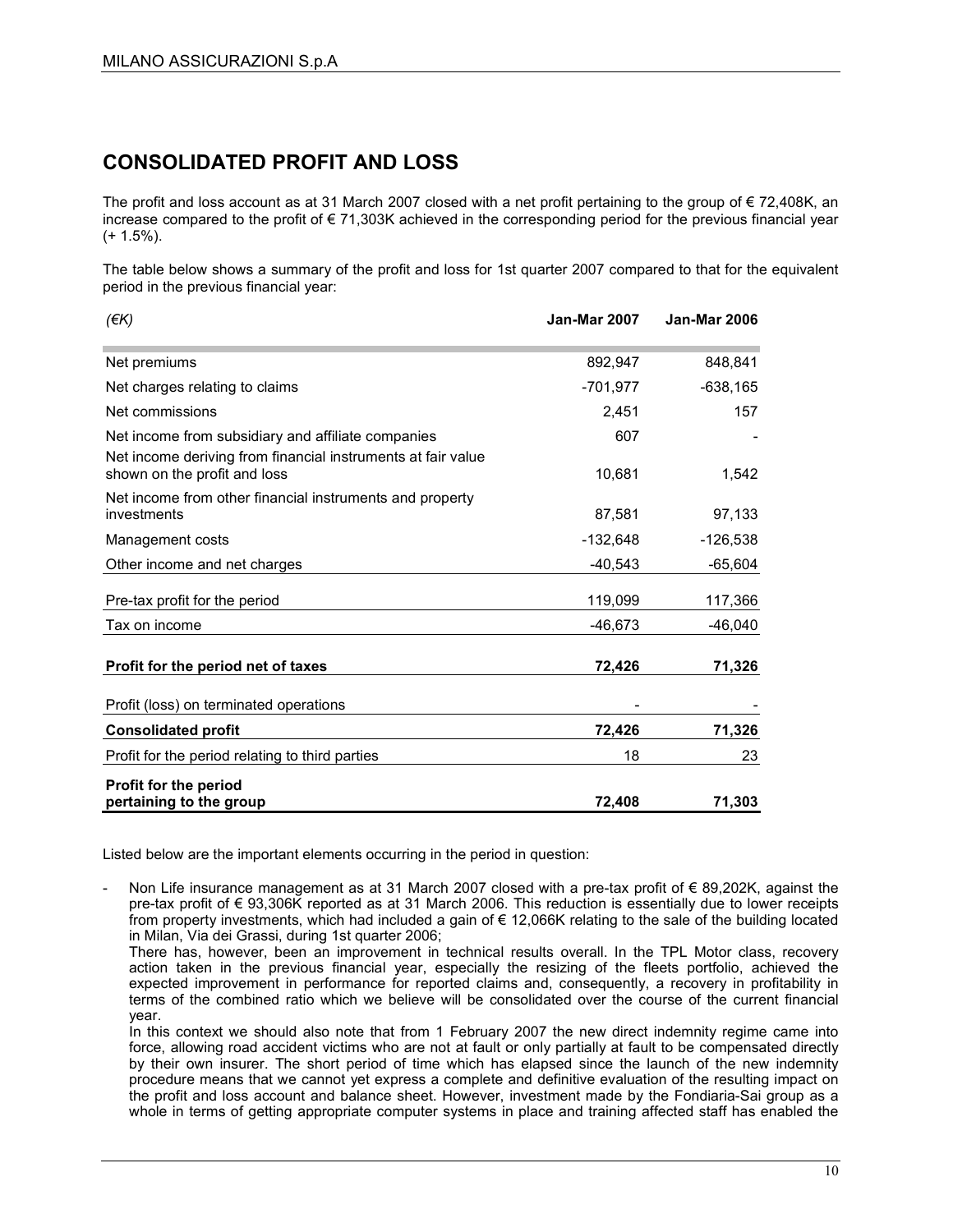# CONSOLIDATED PROFIT AND LOSS

The profit and loss account as at 31 March 2007 closed with a net profit pertaining to the group of € 72,408K, an increase compared to the profit of € 71,303K achieved in the corresponding period for the previous financial year (+ 1.5%).

The table below shows a summary of the profit and loss for 1st quarter 2007 compared to that for the equivalent period in the previous financial year:

| *(€K)* | **Jan-Mar 2007** | **Jan-Mar 2006** |
|---|---|---|
| Net premiums | 892,947 | 848,841 |
| Net charges relating to claims | -701,977 | -638,165 |
| Net commissions | 2,451 | 157 |
| Net income from subsidiary and affiliate companies | 607 | - |
| Net income deriving from financial instruments at fair value shown on the profit and loss | 10,681 | 1,542 |
| Net income from other financial instruments and property investments | 87,581 | 97,133 |
| Management costs | -132,648 | -126,538 |
| Other income and net charges | -40,543 | -65,604 |
| Pre-tax profit for the period | 119,099 | 117,366 |
| Tax on income | -46,673 | -46,040 |
| **Profit for the period net of taxes** | **72,426** | **71,326** |
| Profit (loss) on terminated operations | - | - |
| **Consolidated profit** | **72,426** | **71,326** |
| Profit for the period relating to third parties | 18 | 23 |
| **Profit for the period pertaining to the group** | **72,408** | **71,303** |

Listed below are the important elements occurring in the period in question:

- Non Life insurance management as at 31 March 2007 closed with a pre-tax profit of € 89,202K, against the pre-tax profit of € 93,306K reported as at 31 March 2006. This reduction is essentially due to lower receipts from property investments, which had included a gain of € 12,066K relating to the sale of the building located in Milan, Via dei Grassi, during 1st quarter 2006;

  There has, however, been an improvement in technical results overall. In the TPL Motor class, recovery action taken in the previous financial year, especially the resizing of the fleets portfolio, achieved the expected improvement in performance for reported claims and, consequently, a recovery in profitability in terms of the combined ratio which we believe will be consolidated over the course of the current financial year.

  In this context we should also note that from 1 February 2007 the new direct indemnity regime came into force, allowing road accident victims who are not at fault or only partially at fault to be compensated directly by their own insurer. The short period of time which has elapsed since the launch of the new indemnity procedure means that we cannot yet express a complete and definitive evaluation of the resulting impact on the profit and loss account and balance sheet. However, investment made by the Fondiaria-Sai group as a whole in terms of getting appropriate computer systems in place and training affected staff has enabled the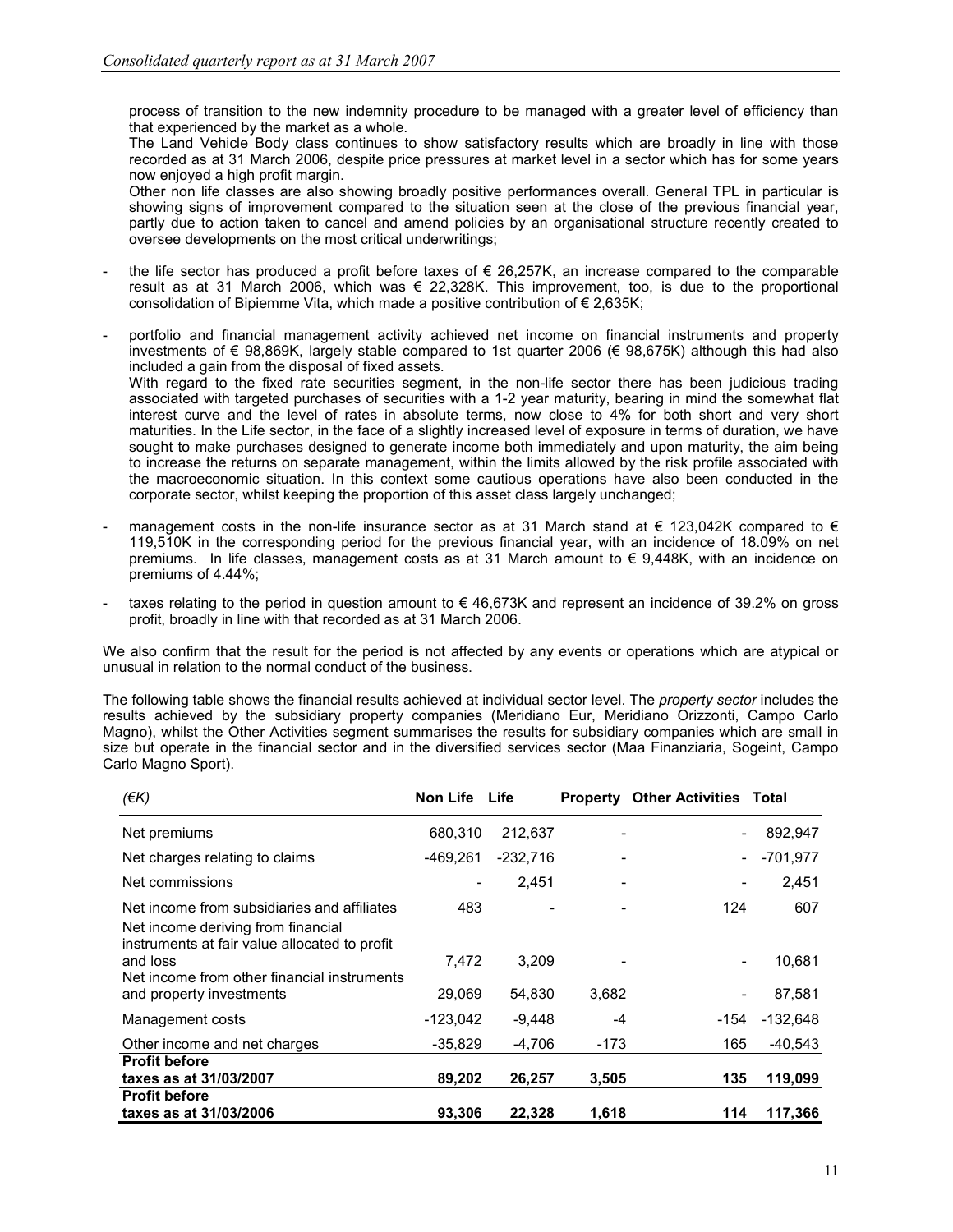process of transition to the new indemnity procedure to be managed with a greater level of efficiency than that experienced by the market as a whole.
The Land Vehicle Body class continues to show satisfactory results which are broadly in line with those recorded as at 31 March 2006, despite price pressures at market level in a sector which has for some years now enjoyed a high profit margin.
Other non life classes are also showing broadly positive performances overall. General TPL in particular is showing signs of improvement compared to the situation seen at the close of the previous financial year, partly due to action taken to cancel and amend policies by an organisational structure recently created to oversee developments on the most critical underwritings;

- the life sector has produced a profit before taxes of € 26,257K, an increase compared to the comparable result as at 31 March 2006, which was € 22,328K. This improvement, too, is due to the proportional consolidation of Bipiemme Vita, which made a positive contribution of € 2,635K;

- portfolio and financial management activity achieved net income on financial instruments and property investments of € 98,869K, largely stable compared to 1st quarter 2006 (€ 98,675K) although this had also included a gain from the disposal of fixed assets.
  With regard to the fixed rate securities segment, in the non-life sector there has been judicious trading associated with targeted purchases of securities with a 1-2 year maturity, bearing in mind the somewhat flat interest curve and the level of rates in absolute terms, now close to 4% for both short and very short maturities. In the Life sector, in the face of a slightly increased level of exposure in terms of duration, we have sought to make purchases designed to generate income both immediately and upon maturity, the aim being to increase the returns on separate management, within the limits allowed by the risk profile associated with the macroeconomic situation. In this context some cautious operations have also been conducted in the corporate sector, whilst keeping the proportion of this asset class largely unchanged;

- management costs in the non-life insurance sector as at 31 March stand at € 123,042K compared to € 119,510K in the corresponding period for the previous financial year, with an incidence of 18.09% on net premiums. In life classes, management costs as at 31 March amount to € 9,448K, with an incidence on premiums of 4.44%;

- taxes relating to the period in question amount to € 46,673K and represent an incidence of 39.2% on gross profit, broadly in line with that recorded as at 31 March 2006.

We also confirm that the result for the period is not affected by any events or operations which are atypical or unusual in relation to the normal conduct of the business.

The following table shows the financial results achieved at individual sector level. The *property sector* includes the results achieved by the subsidiary property companies (Meridiano Eur, Meridiano Orizzonti, Campo Carlo Magno), whilst the Other Activities segment summarises the results for subsidiary companies which are small in size but operate in the financial sector and in the diversified services sector (Maa Finanziaria, Sogeint, Campo Carlo Magno Sport).

| *(€K)* | Non Life | Life | Property | Other Activities | Total |
|---|---|---|---|---|---|
| Net premiums | 680,310 | 212,637 | - | - | 892,947 |
| Net charges relating to claims | -469,261 | -232,716 | - | - | -701,977 |
| Net commissions | - | 2,451 | - | - | 2,451 |
| Net income from subsidiaries and affiliates | 483 | - | - | 124 | 607 |
| Net income deriving from financial instruments at fair value allocated to profit and loss | 7,472 | 3,209 | - | - | 10,681 |
| Net income from other financial instruments and property investments | 29,069 | 54,830 | 3,682 | - | 87,581 |
| Management costs | -123,042 | -9,448 | -4 | -154 | -132,648 |
| Other income and net charges | -35,829 | -4,706 | -173 | 165 | -40,543 |
| **Profit before taxes as at 31/03/2007** | **89,202** | **26,257** | **3,505** | **135** | **119,099** |
| **Profit before taxes as at 31/03/2006** | **93,306** | **22,328** | **1,618** | **114** | **117,366** |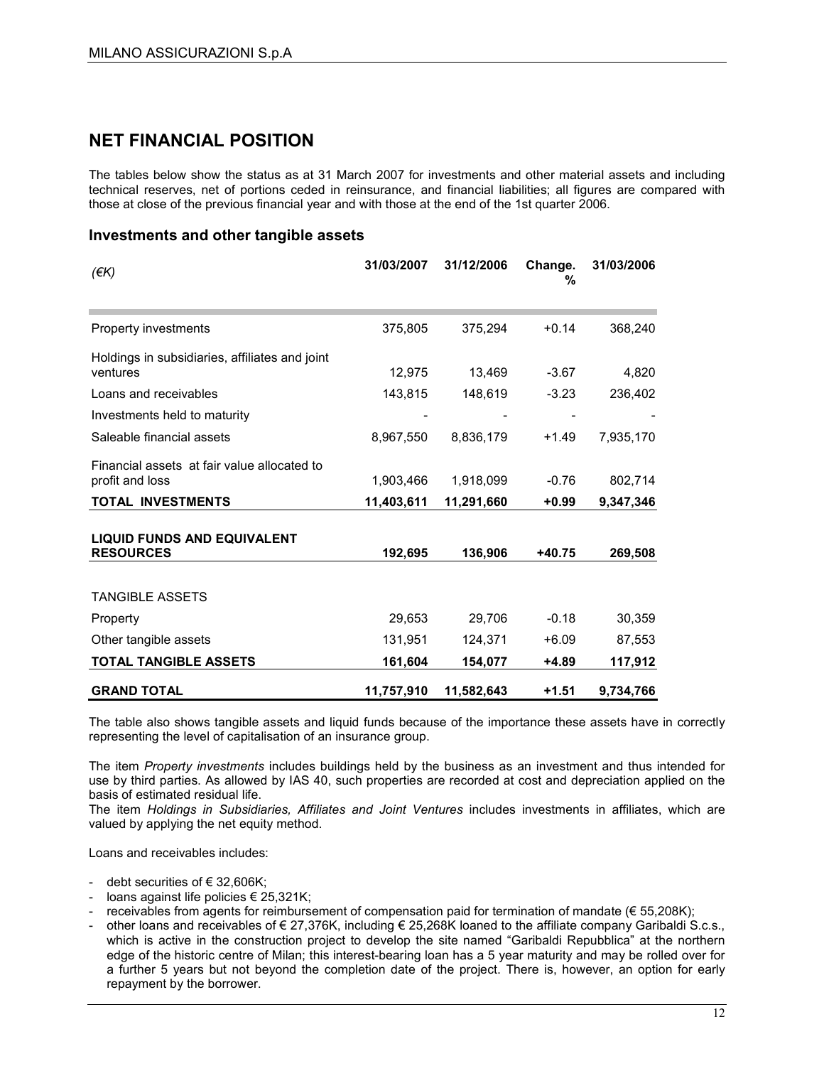# NET FINANCIAL POSITION

The tables below show the status as at 31 March 2007 for investments and other material assets and including technical reserves, net of portions ceded in reinsurance, and financial liabilities; all figures are compared with those at close of the previous financial year and with those at the end of the 1st quarter 2006.

## Investments and other tangible assets

| *(€K)* | 31/03/2007 | 31/12/2006 | Change. % | 31/03/2006 |
|---|---|---|---|---|
| Property investments | 375,805 | 375,294 | +0.14 | 368,240 |
| Holdings in subsidiaries, affiliates and joint ventures | 12,975 | 13,469 | -3.67 | 4,820 |
| Loans and receivables | 143,815 | 148,619 | -3.23 | 236,402 |
| Investments held to maturity | - | - | - | - |
| Saleable financial assets | 8,967,550 | 8,836,179 | +1.49 | 7,935,170 |
| Financial assets at fair value allocated to profit and loss | 1,903,466 | 1,918,099 | -0.76 | 802,714 |
| **TOTAL INVESTMENTS** | **11,403,611** | **11,291,660** | **+0.99** | **9,347,346** |
| **LIQUID FUNDS AND EQUIVALENT RESOURCES** | **192,695** | **136,906** | **+40.75** | **269,508** |
| TANGIBLE ASSETS | | | | |
| Property | 29,653 | 29,706 | -0.18 | 30,359 |
| Other tangible assets | 131,951 | 124,371 | +6.09 | 87,553 |
| **TOTAL TANGIBLE ASSETS** | **161,604** | **154,077** | **+4.89** | **117,912** |
| **GRAND TOTAL** | **11,757,910** | **11,582,643** | **+1.51** | **9,734,766** |

The table also shows tangible assets and liquid funds because of the importance these assets have in correctly representing the level of capitalisation of an insurance group.

The item *Property investments* includes buildings held by the business as an investment and thus intended for use by third parties. As allowed by IAS 40, such properties are recorded at cost and depreciation applied on the basis of estimated residual life.

The item *Holdings in Subsidiaries, Affiliates and Joint Ventures* includes investments in affiliates, which are valued by applying the net equity method.

Loans and receivables includes:

- debt securities of € 32,606K;
- loans against life policies € 25,321K;
- receivables from agents for reimbursement of compensation paid for termination of mandate (€ 55,208K);
- other loans and receivables of € 27,376K, including € 25,268K loaned to the affiliate company Garibaldi S.c.s., which is active in the construction project to develop the site named "Garibaldi Repubblica" at the northern edge of the historic centre of Milan; this interest-bearing loan has a 5 year maturity and may be rolled over for a further 5 years but not beyond the completion date of the project. There is, however, an option for early repayment by the borrower.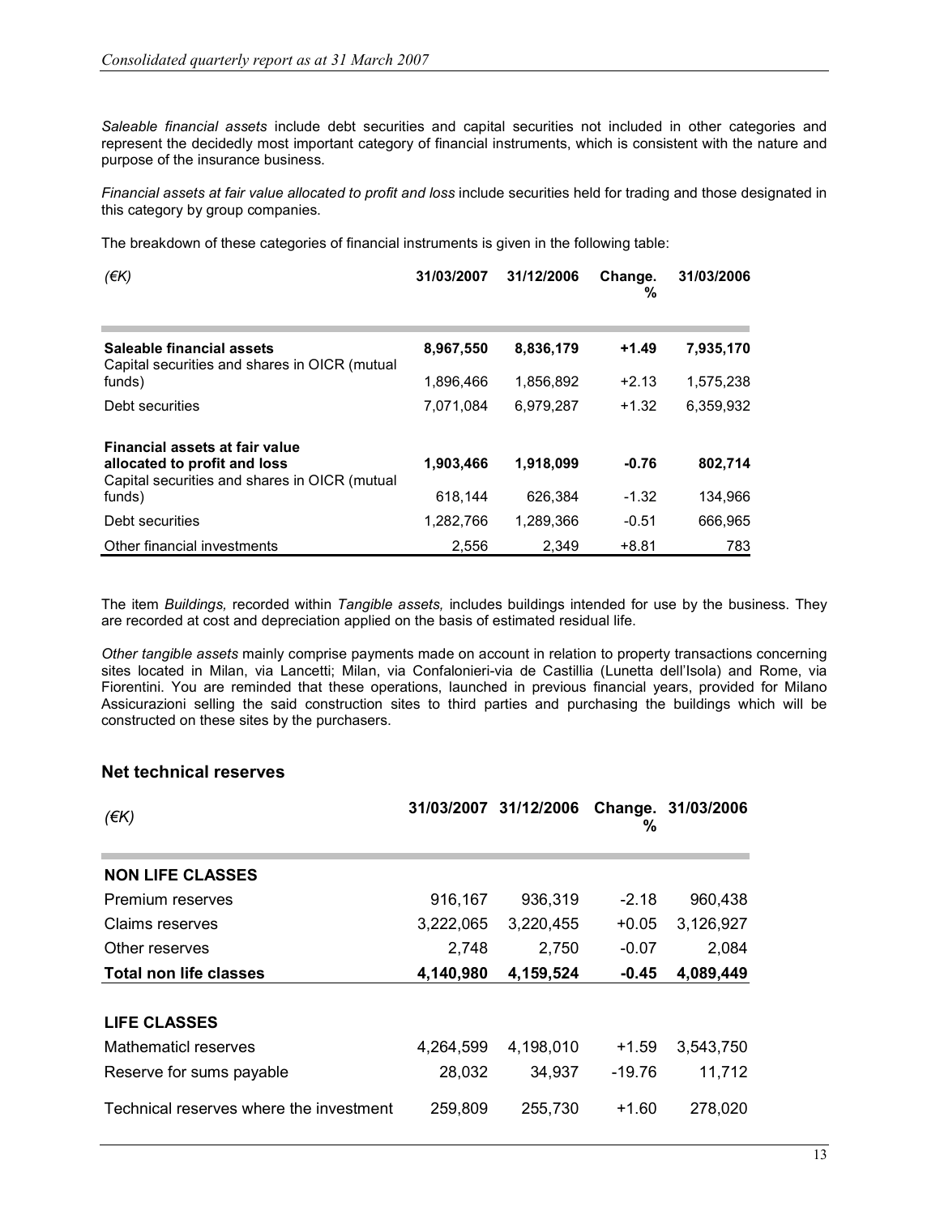*Saleable financial assets* include debt securities and capital securities not included in other categories and represent the decidedly most important category of financial instruments, which is consistent with the nature and purpose of the insurance business.

*Financial assets at fair value allocated to profit and loss* include securities held for trading and those designated in this category by group companies.

The breakdown of these categories of financial instruments is given in the following table:

| *(€K)* | 31/03/2007 | 31/12/2006 | Change. % | 31/03/2006 |
|---|---|---|---|---|
| **Saleable financial assets** | **8,967,550** | **8,836,179** | **+1.49** | **7,935,170** |
| Capital securities and shares in OICR (mutual funds) | 1,896,466 | 1,856,892 | +2.13 | 1,575,238 |
| Debt securities | 7,071,084 | 6,979,287 | +1.32 | 6,359,932 |
| **Financial assets at fair value allocated to profit and loss** | **1,903,466** | **1,918,099** | **-0.76** | **802,714** |
| Capital securities and shares in OICR (mutual funds) | 618,144 | 626,384 | -1.32 | 134,966 |
| Debt securities | 1,282,766 | 1,289,366 | -0.51 | 666,965 |
| Other financial investments | 2,556 | 2,349 | +8.81 | 783 |

The item *Buildings,* recorded within *Tangible assets,* includes buildings intended for use by the business. They are recorded at cost and depreciation applied on the basis of estimated residual life.

*Other tangible assets* mainly comprise payments made on account in relation to property transactions concerning sites located in Milan, via Lancetti; Milan, via Confalonieri-via de Castillia (Lunetta dell'Isola) and Rome, via Fiorentini. You are reminded that these operations, launched in previous financial years, provided for Milano Assicurazioni selling the said construction sites to third parties and purchasing the buildings which will be constructed on these sites by the purchasers.

## Net technical reserves

| *(€K)* | 31/03/2007 | 31/12/2006 | Change. % | 31/03/2006 |
|---|---|---|---|---|
| **NON LIFE CLASSES** | | | | |
| Premium reserves | 916,167 | 936,319 | -2.18 | 960,438 |
| Claims reserves | 3,222,065 | 3,220,455 | +0.05 | 3,126,927 |
| Other reserves | 2,748 | 2,750 | -0.07 | 2,084 |
| **Total non life classes** | **4,140,980** | **4,159,524** | **-0.45** | **4,089,449** |
| **LIFE CLASSES** | | | | |
| Mathematicl reserves | 4,264,599 | 4,198,010 | +1.59 | 3,543,750 |
| Reserve for sums payable | 28,032 | 34,937 | -19.76 | 11,712 |
| Technical reserves where the investment | 259,809 | 255,730 | +1.60 | 278,020 |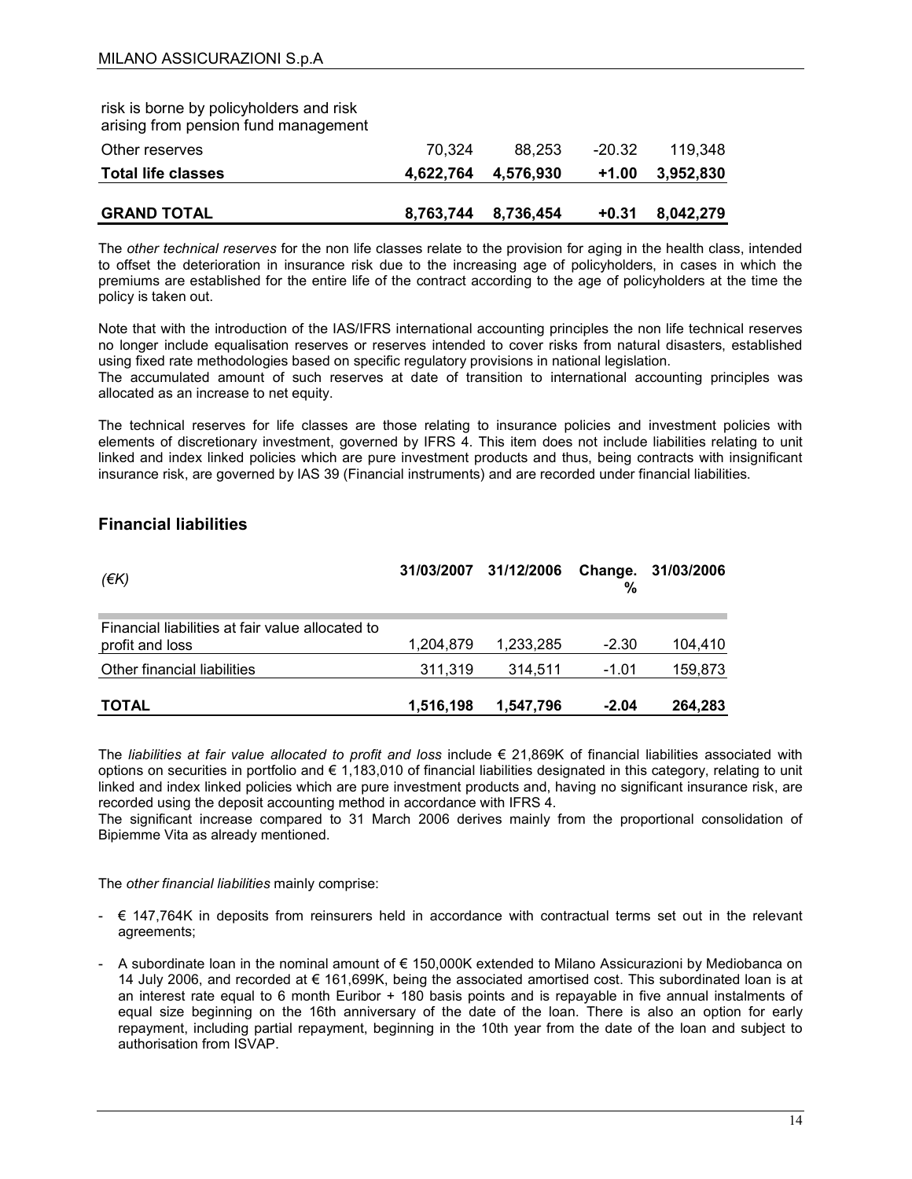| | | | | |
|---|---|---|---|---|
| risk is borne by policyholders and risk arising from pension fund management | | | | |
| Other reserves | 70,324 | 88,253 | -20.32 | 119,348 |
| **Total life classes** | **4,622,764** | **4,576,930** | **+1.00** | **3,952,830** |
| **GRAND TOTAL** | **8,763,744** | **8,736,454** | **+0.31** | **8,042,279** |

The *other technical reserves* for the non life classes relate to the provision for aging in the health class, intended to offset the deterioration in insurance risk due to the increasing age of policyholders, in cases in which the premiums are established for the entire life of the contract according to the age of policyholders at the time the policy is taken out.

Note that with the introduction of the IAS/IFRS international accounting principles the non life technical reserves no longer include equalisation reserves or reserves intended to cover risks from natural disasters, established using fixed rate methodologies based on specific regulatory provisions in national legislation.
The accumulated amount of such reserves at date of transition to international accounting principles was allocated as an increase to net equity.

The technical reserves for life classes are those relating to insurance policies and investment policies with elements of discretionary investment, governed by IFRS 4. This item does not include liabilities relating to unit linked and index linked policies which are pure investment products and thus, being contracts with insignificant insurance risk, are governed by IAS 39 (Financial instruments) and are recorded under financial liabilities.

## Financial liabilities

| *(€K)* | 31/03/2007 | 31/12/2006 | Change. % | 31/03/2006 |
|---|---|---|---|---|
| Financial liabilities at fair value allocated to profit and loss | 1,204,879 | 1,233,285 | -2.30 | 104,410 |
| Other financial liabilities | 311,319 | 314,511 | -1.01 | 159,873 |
| **TOTAL** | **1,516,198** | **1,547,796** | **-2.04** | **264,283** |

The *liabilities at fair value allocated to profit and loss* include € 21,869K of financial liabilities associated with options on securities in portfolio and € 1,183,010 of financial liabilities designated in this category, relating to unit linked and index linked policies which are pure investment products and, having no significant insurance risk, are recorded using the deposit accounting method in accordance with IFRS 4.
The significant increase compared to 31 March 2006 derives mainly from the proportional consolidation of Bipiemme Vita as already mentioned.

The *other financial liabilities* mainly comprise:

- € 147,764K in deposits from reinsurers held in accordance with contractual terms set out in the relevant agreements;
- A subordinate loan in the nominal amount of € 150,000K extended to Milano Assicurazioni by Mediobanca on 14 July 2006, and recorded at € 161,699K, being the associated amortised cost. This subordinated loan is at an interest rate equal to 6 month Euribor + 180 basis points and is repayable in five annual instalments of equal size beginning on the 16th anniversary of the date of the loan. There is also an option for early repayment, including partial repayment, beginning in the 10th year from the date of the loan and subject to authorisation from ISVAP.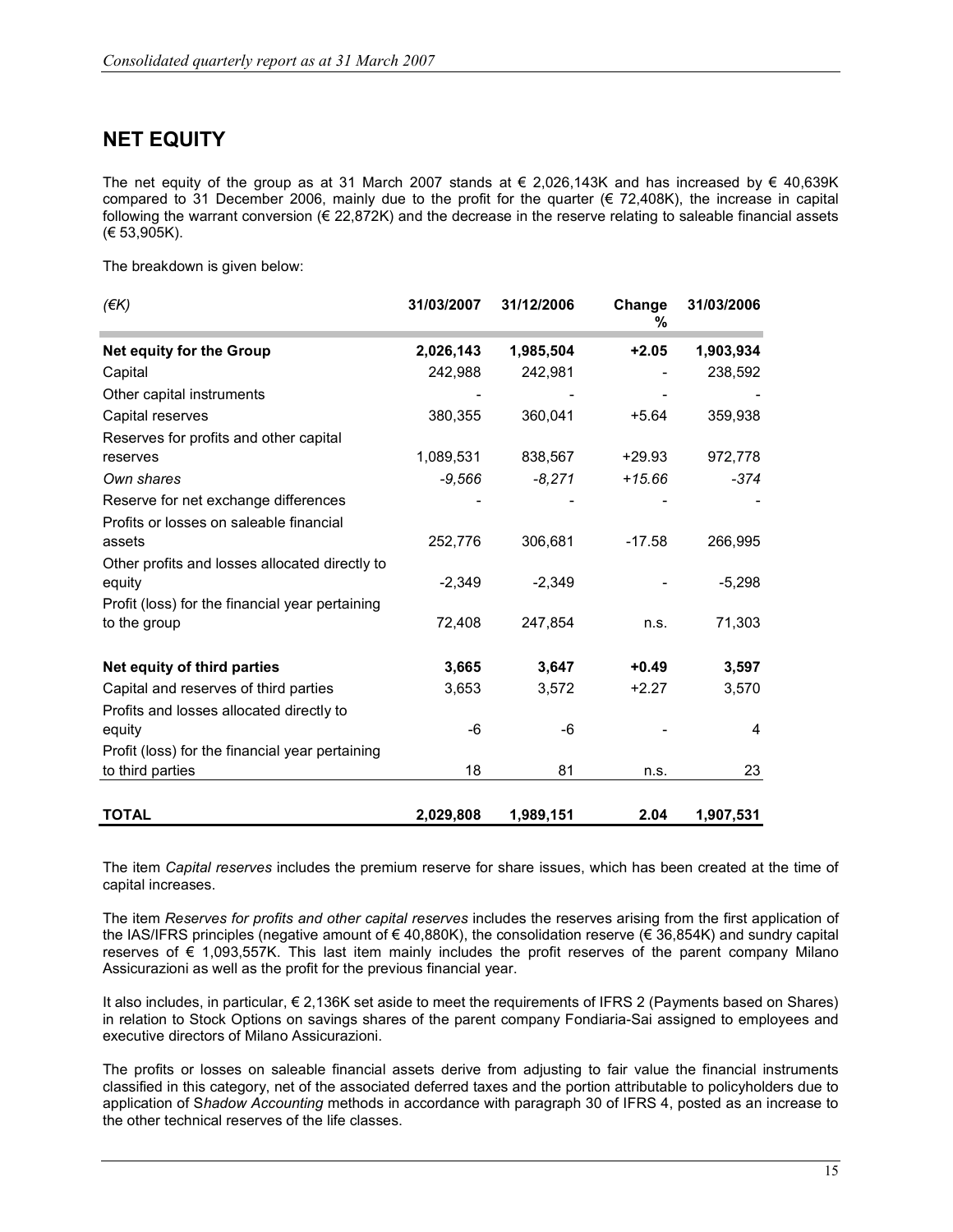## NET EQUITY

The net equity of the group as at 31 March 2007 stands at € 2,026,143K and has increased by € 40,639K compared to 31 December 2006, mainly due to the profit for the quarter (€ 72,408K), the increase in capital following the warrant conversion (€ 22,872K) and the decrease in the reserve relating to saleable financial assets (€ 53,905K).

The breakdown is given below:

| *(€K)* | 31/03/2007 | 31/12/2006 | Change % | 31/03/2006 |
|---|---|---|---|---|
| **Net equity for the Group** | **2,026,143** | **1,985,504** | **+2.05** | **1,903,934** |
| Capital | 242,988 | 242,981 | - | 238,592 |
| Other capital instruments | - | - | - | - |
| Capital reserves | 380,355 | 360,041 | +5.64 | 359,938 |
| Reserves for profits and other capital reserves | 1,089,531 | 838,567 | +29.93 | 972,778 |
| *Own shares* | *-9,566* | *-8,271* | *+15.66* | *-374* |
| Reserve for net exchange differences | - | - | - | - |
| Profits or losses on saleable financial assets | 252,776 | 306,681 | -17.58 | 266,995 |
| Other profits and losses allocated directly to equity | -2,349 | -2,349 | - | -5,298 |
| Profit (loss) for the financial year pertaining to the group | 72,408 | 247,854 | n.s. | 71,303 |
| **Net equity of third parties** | **3,665** | **3,647** | **+0.49** | **3,597** |
| Capital and reserves of third parties | 3,653 | 3,572 | +2.27 | 3,570 |
| Profits and losses allocated directly to equity | -6 | -6 | - | 4 |
| Profit (loss) for the financial year pertaining to third parties | 18 | 81 | n.s. | 23 |
| **TOTAL** | **2,029,808** | **1,989,151** | **2.04** | **1,907,531** |

The item *Capital reserves* includes the premium reserve for share issues, which has been created at the time of capital increases.

The item *Reserves for profits and other capital reserves* includes the reserves arising from the first application of the IAS/IFRS principles (negative amount of € 40,880K), the consolidation reserve (€ 36,854K) and sundry capital reserves of € 1,093,557K. This last item mainly includes the profit reserves of the parent company Milano Assicurazioni as well as the profit for the previous financial year.

It also includes, in particular, € 2,136K set aside to meet the requirements of IFRS 2 (Payments based on Shares) in relation to Stock Options on savings shares of the parent company Fondiaria-Sai assigned to employees and executive directors of Milano Assicurazioni.

The profits or losses on saleable financial assets derive from adjusting to fair value the financial instruments classified in this category, net of the associated deferred taxes and the portion attributable to policyholders due to application of S*hadow Accounting* methods in accordance with paragraph 30 of IFRS 4, posted as an increase to the other technical reserves of the life classes.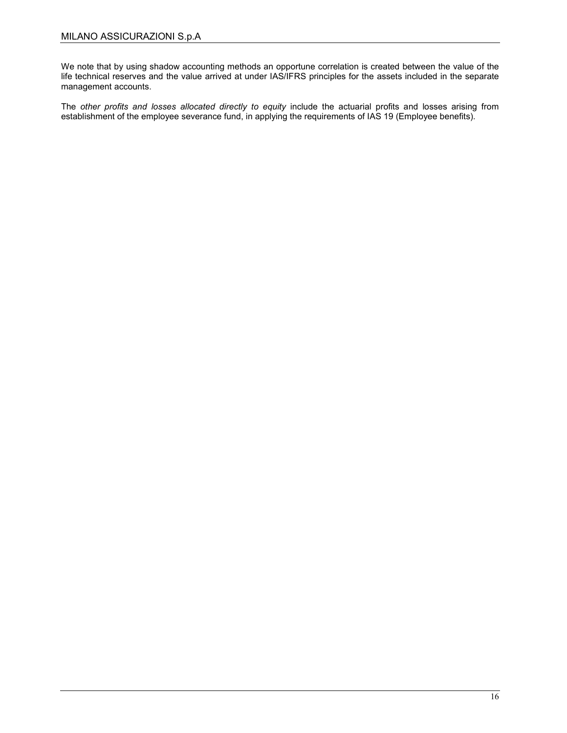We note that by using shadow accounting methods an opportune correlation is created between the value of the life technical reserves and the value arrived at under IAS/IFRS principles for the assets included in the separate management accounts.

The *other profits and losses allocated directly to equity* include the actuarial profits and losses arising from establishment of the employee severance fund, in applying the requirements of IAS 19 (Employee benefits).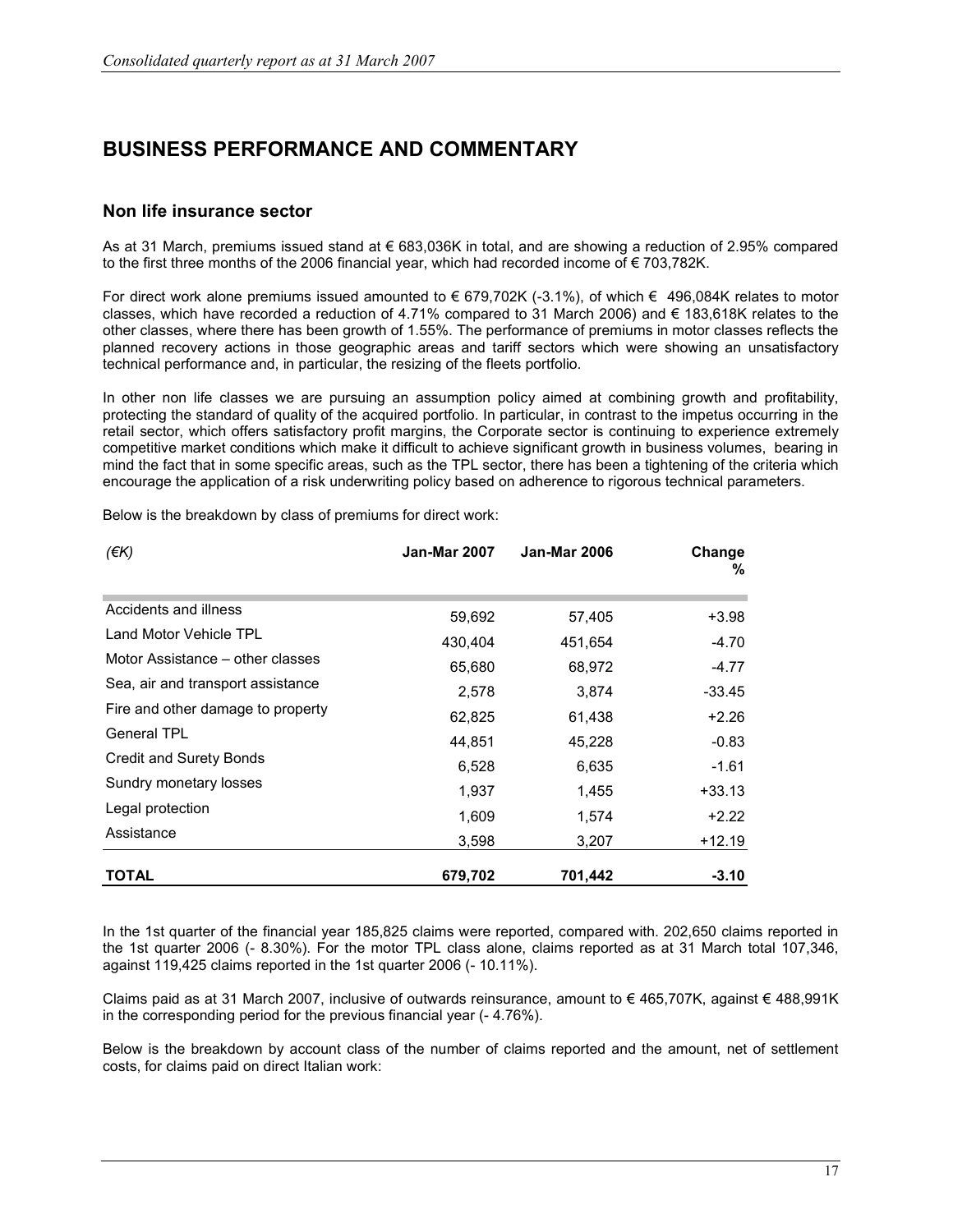# BUSINESS PERFORMANCE AND COMMENTARY

## Non life insurance sector

As at 31 March, premiums issued stand at € 683,036K in total, and are showing a reduction of 2.95% compared to the first three months of the 2006 financial year, which had recorded income of € 703,782K.

For direct work alone premiums issued amounted to € 679,702K (-3.1%), of which € 496,084K relates to motor classes, which have recorded a reduction of 4.71% compared to 31 March 2006) and € 183,618K relates to the other classes, where there has been growth of 1.55%. The performance of premiums in motor classes reflects the planned recovery actions in those geographic areas and tariff sectors which were showing an unsatisfactory technical performance and, in particular, the resizing of the fleets portfolio.

In other non life classes we are pursuing an assumption policy aimed at combining growth and profitability, protecting the standard of quality of the acquired portfolio. In particular, in contrast to the impetus occurring in the retail sector, which offers satisfactory profit margins, the Corporate sector is continuing to experience extremely competitive market conditions which make it difficult to achieve significant growth in business volumes, bearing in mind the fact that in some specific areas, such as the TPL sector, there has been a tightening of the criteria which encourage the application of a risk underwriting policy based on adherence to rigorous technical parameters.

Below is the breakdown by class of premiums for direct work:

| *(€K)* | **Jan-Mar 2007** | **Jan-Mar 2006** | **Change %** |
|---|---|---|---|
| Accidents and illness | 59,692 | 57,405 | +3.98 |
| Land Motor Vehicle TPL | 430,404 | 451,654 | -4.70 |
| Motor Assistance – other classes | 65,680 | 68,972 | -4.77 |
| Sea, air and transport assistance | 2,578 | 3,874 | -33.45 |
| Fire and other damage to property | 62,825 | 61,438 | +2.26 |
| General TPL | 44,851 | 45,228 | -0.83 |
| Credit and Surety Bonds | 6,528 | 6,635 | -1.61 |
| Sundry monetary losses | 1,937 | 1,455 | +33.13 |
| Legal protection | 1,609 | 1,574 | +2.22 |
| Assistance | 3,598 | 3,207 | +12.19 |
| **TOTAL** | **679,702** | **701,442** | **-3.10** |

In the 1st quarter of the financial year 185,825 claims were reported, compared with. 202,650 claims reported in the 1st quarter 2006 (- 8.30%). For the motor TPL class alone, claims reported as at 31 March total 107,346, against 119,425 claims reported in the 1st quarter 2006 (- 10.11%).

Claims paid as at 31 March 2007, inclusive of outwards reinsurance, amount to € 465,707K, against € 488,991K in the corresponding period for the previous financial year (- 4.76%).

Below is the breakdown by account class of the number of claims reported and the amount, net of settlement costs, for claims paid on direct Italian work: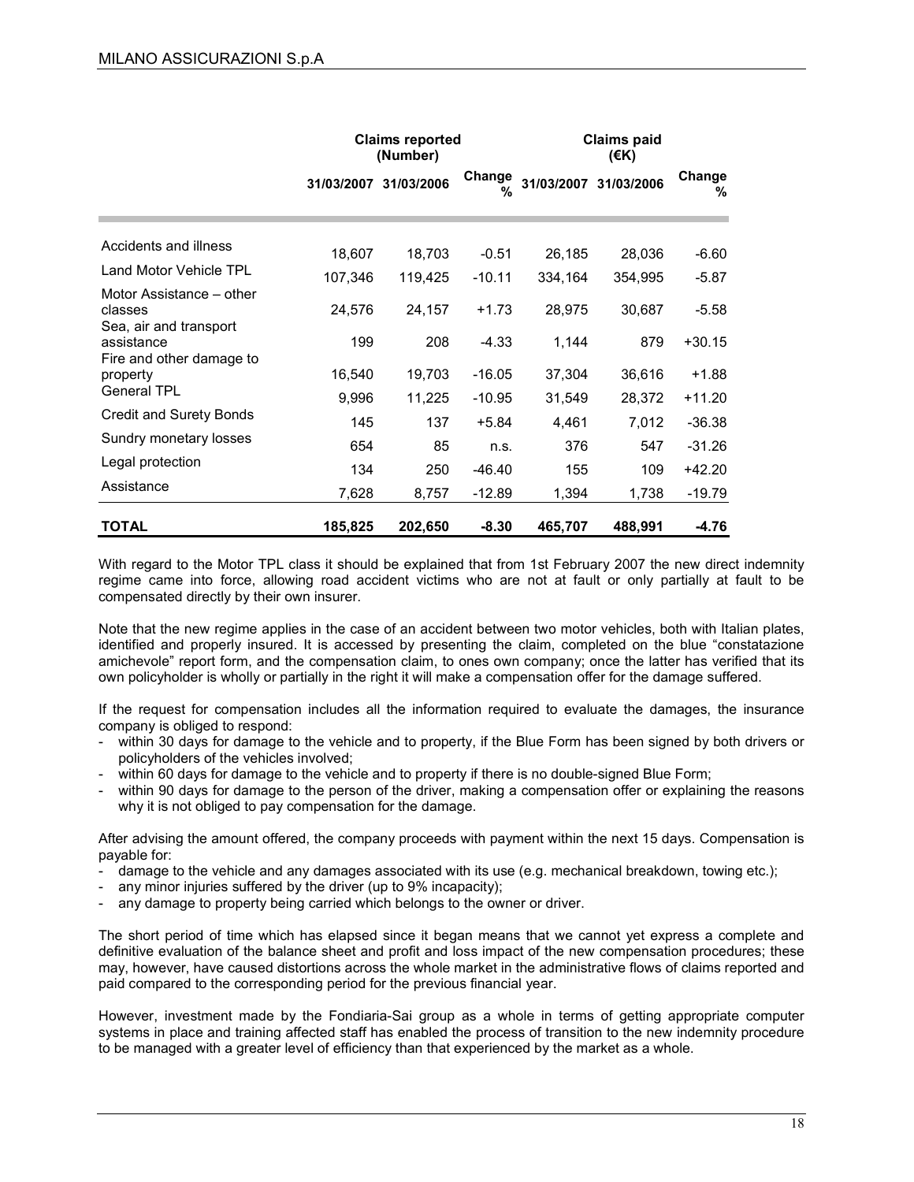| | Claims reported (Number) | | | Claims paid (€K) | | |
|---|---|---|---|---|---|---|
| | 31/03/2007 | 31/03/2006 | Change % | 31/03/2007 | 31/03/2006 | Change % |
| Accidents and illness | 18,607 | 18,703 | -0.51 | 26,185 | 28,036 | -6.60 |
| Land Motor Vehicle TPL | 107,346 | 119,425 | -10.11 | 334,164 | 354,995 | -5.87 |
| Motor Assistance – other classes | 24,576 | 24,157 | +1.73 | 28,975 | 30,687 | -5.58 |
| Sea, air and transport assistance | 199 | 208 | -4.33 | 1,144 | 879 | +30.15 |
| Fire and other damage to property | 16,540 | 19,703 | -16.05 | 37,304 | 36,616 | +1.88 |
| General TPL | 9,996 | 11,225 | -10.95 | 31,549 | 28,372 | +11.20 |
| Credit and Surety Bonds | 145 | 137 | +5.84 | 4,461 | 7,012 | -36.38 |
| Sundry monetary losses | 654 | 85 | n.s. | 376 | 547 | -31.26 |
| Legal protection | 134 | 250 | -46.40 | 155 | 109 | +42.20 |
| Assistance | 7,628 | 8,757 | -12.89 | 1,394 | 1,738 | -19.79 |
| **TOTAL** | **185,825** | **202,650** | **-8.30** | **465,707** | **488,991** | **-4.76** |

With regard to the Motor TPL class it should be explained that from 1st February 2007 the new direct indemnity regime came into force, allowing road accident victims who are not at fault or only partially at fault to be compensated directly by their own insurer.

Note that the new regime applies in the case of an accident between two motor vehicles, both with Italian plates, identified and properly insured. It is accessed by presenting the claim, completed on the blue "constatazione amichevole" report form, and the compensation claim, to ones own company; once the latter has verified that its own policyholder is wholly or partially in the right it will make a compensation offer for the damage suffered.

If the request for compensation includes all the information required to evaluate the damages, the insurance company is obliged to respond:

- within 30 days for damage to the vehicle and to property, if the Blue Form has been signed by both drivers or policyholders of the vehicles involved;
- within 60 days for damage to the vehicle and to property if there is no double-signed Blue Form;
- within 90 days for damage to the person of the driver, making a compensation offer or explaining the reasons why it is not obliged to pay compensation for the damage.

After advising the amount offered, the company proceeds with payment within the next 15 days. Compensation is payable for:

- damage to the vehicle and any damages associated with its use (e.g. mechanical breakdown, towing etc.);
- any minor injuries suffered by the driver (up to 9% incapacity);
- any damage to property being carried which belongs to the owner or driver.

The short period of time which has elapsed since it began means that we cannot yet express a complete and definitive evaluation of the balance sheet and profit and loss impact of the new compensation procedures; these may, however, have caused distortions across the whole market in the administrative flows of claims reported and paid compared to the corresponding period for the previous financial year.

However, investment made by the Fondiaria-Sai group as a whole in terms of getting appropriate computer systems in place and training affected staff has enabled the process of transition to the new indemnity procedure to be managed with a greater level of efficiency than that experienced by the market as a whole.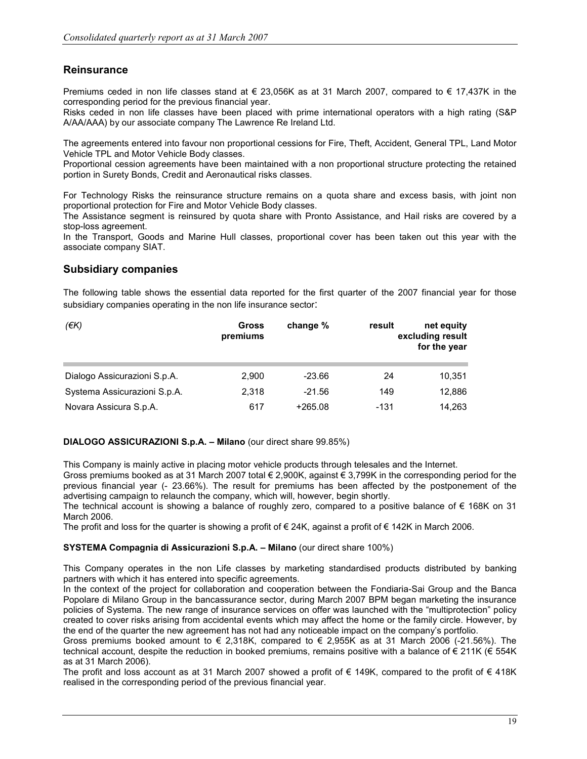## Reinsurance

Premiums ceded in non life classes stand at € 23,056K as at 31 March 2007, compared to € 17,437K in the corresponding period for the previous financial year.
Risks ceded in non life classes have been placed with prime international operators with a high rating (S&P A/AA/AAA) by our associate company The Lawrence Re Ireland Ltd.

The agreements entered into favour non proportional cessions for Fire, Theft, Accident, General TPL, Land Motor Vehicle TPL and Motor Vehicle Body classes.
Proportional cession agreements have been maintained with a non proportional structure protecting the retained portion in Surety Bonds, Credit and Aeronautical risks classes.

For Technology Risks the reinsurance structure remains on a quota share and excess basis, with joint non proportional protection for Fire and Motor Vehicle Body classes.
The Assistance segment is reinsured by quota share with Pronto Assistance, and Hail risks are covered by a stop-loss agreement.
In the Transport, Goods and Marine Hull classes, proportional cover has been taken out this year with the associate company SIAT.

## Subsidiary companies

The following table shows the essential data reported for the first quarter of the 2007 financial year for those subsidiary companies operating in the non life insurance sector:

| *(€K)* | Gross premiums | change % | result | net equity excluding result for the year |
|---|---|---|---|---|
| Dialogo Assicurazioni S.p.A. | 2,900 | -23.66 | 24 | 10,351 |
| Systema Assicurazioni S.p.A. | 2,318 | -21.56 | 149 | 12,886 |
| Novara Assicura S.p.A. | 617 | +265.08 | -131 | 14,263 |

**DIALOGO ASSICURAZIONI S.p.A. – Milano** (our direct share 99.85%)

This Company is mainly active in placing motor vehicle products through telesales and the Internet.
Gross premiums booked as at 31 March 2007 total € 2,900K, against € 3,799K in the corresponding period for the previous financial year (- 23.66%). The result for premiums has been affected by the postponement of the advertising campaign to relaunch the company, which will, however, begin shortly.
The technical account is showing a balance of roughly zero, compared to a positive balance of € 168K on 31 March 2006.
The profit and loss for the quarter is showing a profit of € 24K, against a profit of € 142K in March 2006.

**SYSTEMA Compagnia di Assicurazioni S.p.A. – Milano** (our direct share 100%)

This Company operates in the non Life classes by marketing standardised products distributed by banking partners with which it has entered into specific agreements.
In the context of the project for collaboration and cooperation between the Fondiaria-Sai Group and the Banca Popolare di Milano Group in the bancassurance sector, during March 2007 BPM began marketing the insurance policies of Systema. The new range of insurance services on offer was launched with the "multiprotection" policy created to cover risks arising from accidental events which may affect the home or the family circle. However, by the end of the quarter the new agreement has not had any noticeable impact on the company's portfolio.
Gross premiums booked amount to € 2,318K, compared to € 2,955K as at 31 March 2006 (-21.56%). The technical account, despite the reduction in booked premiums, remains positive with a balance of € 211K (€ 554K as at 31 March 2006).
The profit and loss account as at 31 March 2007 showed a profit of € 149K, compared to the profit of € 418K realised in the corresponding period of the previous financial year.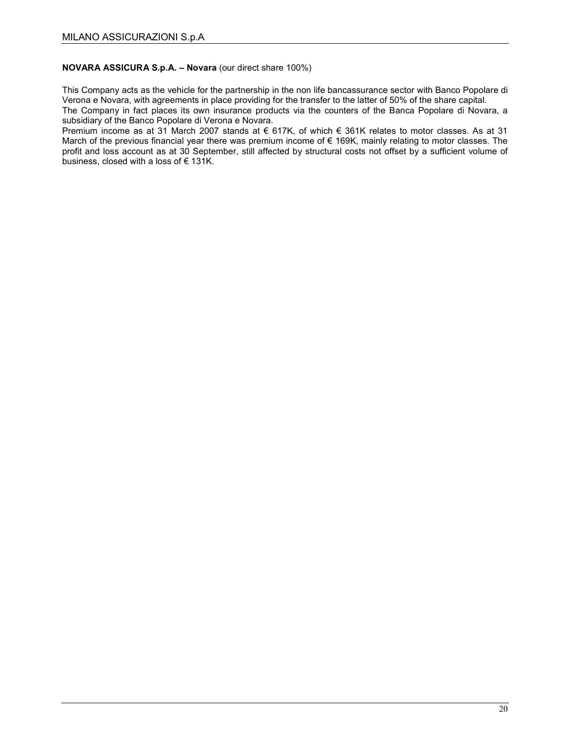**NOVARA ASSICURA S.p.A. – Novara** (our direct share 100%)

This Company acts as the vehicle for the partnership in the non life bancassurance sector with Banco Popolare di Verona e Novara, with agreements in place providing for the transfer to the latter of 50% of the share capital.
The Company in fact places its own insurance products via the counters of the Banca Popolare di Novara, a subsidiary of the Banco Popolare di Verona e Novara.
Premium income as at 31 March 2007 stands at € 617K, of which € 361K relates to motor classes. As at 31 March of the previous financial year there was premium income of € 169K, mainly relating to motor classes. The profit and loss account as at 30 September, still affected by structural costs not offset by a sufficient volume of business, closed with a loss of € 131K.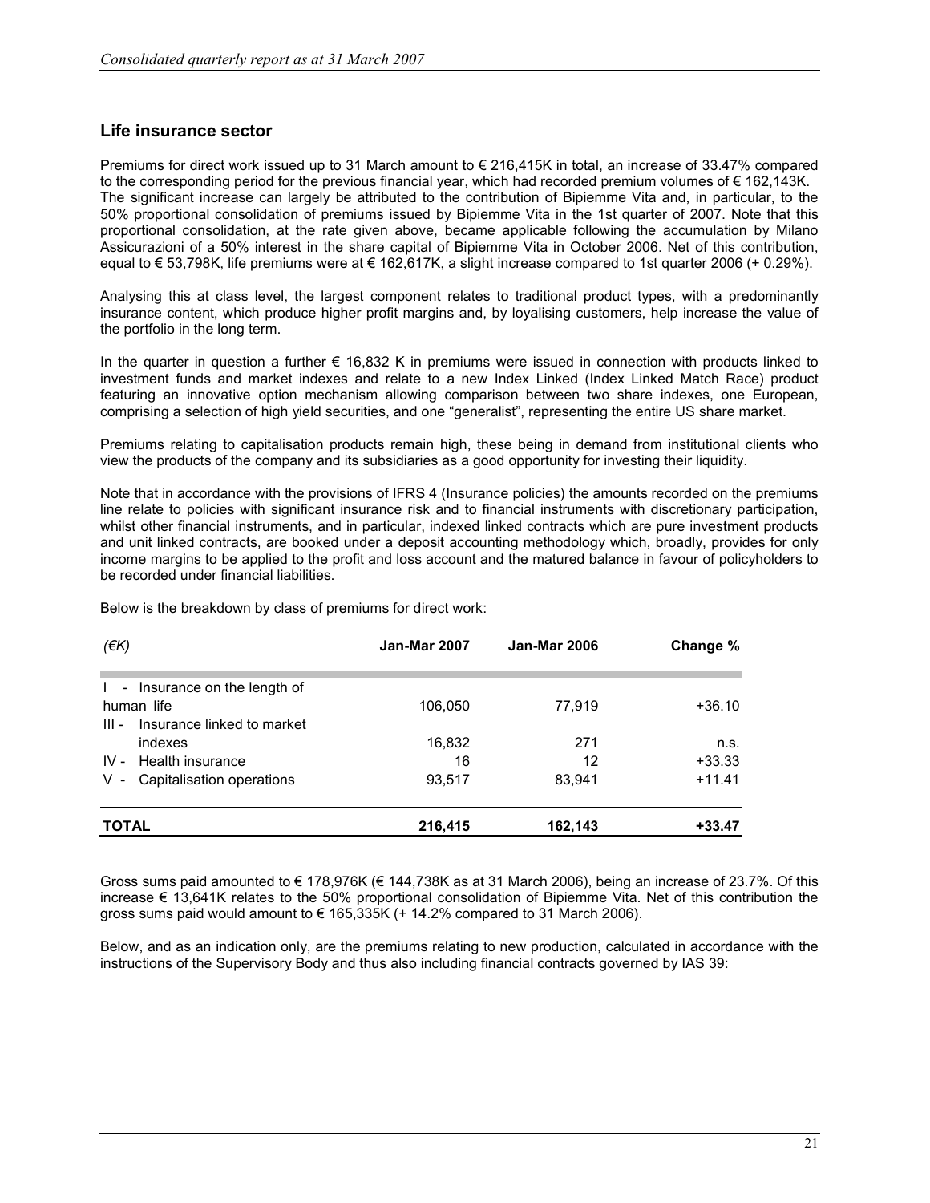## Life insurance sector

Premiums for direct work issued up to 31 March amount to € 216,415K in total, an increase of 33.47% compared to the corresponding period for the previous financial year, which had recorded premium volumes of € 162,143K. The significant increase can largely be attributed to the contribution of Bipiemme Vita and, in particular, to the 50% proportional consolidation of premiums issued by Bipiemme Vita in the 1st quarter of 2007. Note that this proportional consolidation, at the rate given above, became applicable following the accumulation by Milano Assicurazioni of a 50% interest in the share capital of Bipiemme Vita in October 2006. Net of this contribution, equal to € 53,798K, life premiums were at € 162,617K, a slight increase compared to 1st quarter 2006 (+ 0.29%).

Analysing this at class level, the largest component relates to traditional product types, with a predominantly insurance content, which produce higher profit margins and, by loyalising customers, help increase the value of the portfolio in the long term.

In the quarter in question a further € 16,832 K in premiums were issued in connection with products linked to investment funds and market indexes and relate to a new Index Linked (Index Linked Match Race) product featuring an innovative option mechanism allowing comparison between two share indexes, one European, comprising a selection of high yield securities, and one "generalist", representing the entire US share market.

Premiums relating to capitalisation products remain high, these being in demand from institutional clients who view the products of the company and its subsidiaries as a good opportunity for investing their liquidity.

Note that in accordance with the provisions of IFRS 4 (Insurance policies) the amounts recorded on the premiums line relate to policies with significant insurance risk and to financial instruments with discretionary participation, whilst other financial instruments, and in particular, indexed linked contracts which are pure investment products and unit linked contracts, are booked under a deposit accounting methodology which, broadly, provides for only income margins to be applied to the profit and loss account and the matured balance in favour of policyholders to be recorded under financial liabilities.

Below is the breakdown by class of premiums for direct work:

| *(€K)* | **Jan-Mar 2007** | **Jan-Mar 2006** | **Change %** |
|---|---|---|---|
| I - Insurance on the length of human life | 106,050 | 77,919 | +36.10 |
| III - Insurance linked to market indexes | 16,832 | 271 | n.s. |
| IV - Health insurance | 16 | 12 | +33.33 |
| V - Capitalisation operations | 93,517 | 83,941 | +11.41 |
| **TOTAL** | **216,415** | **162,143** | **+33.47** |

Gross sums paid amounted to € 178,976K (€ 144,738K as at 31 March 2006), being an increase of 23.7%. Of this increase € 13,641K relates to the 50% proportional consolidation of Bipiemme Vita. Net of this contribution the gross sums paid would amount to € 165,335K (+ 14.2% compared to 31 March 2006).

Below, and as an indication only, are the premiums relating to new production, calculated in accordance with the instructions of the Supervisory Body and thus also including financial contracts governed by IAS 39: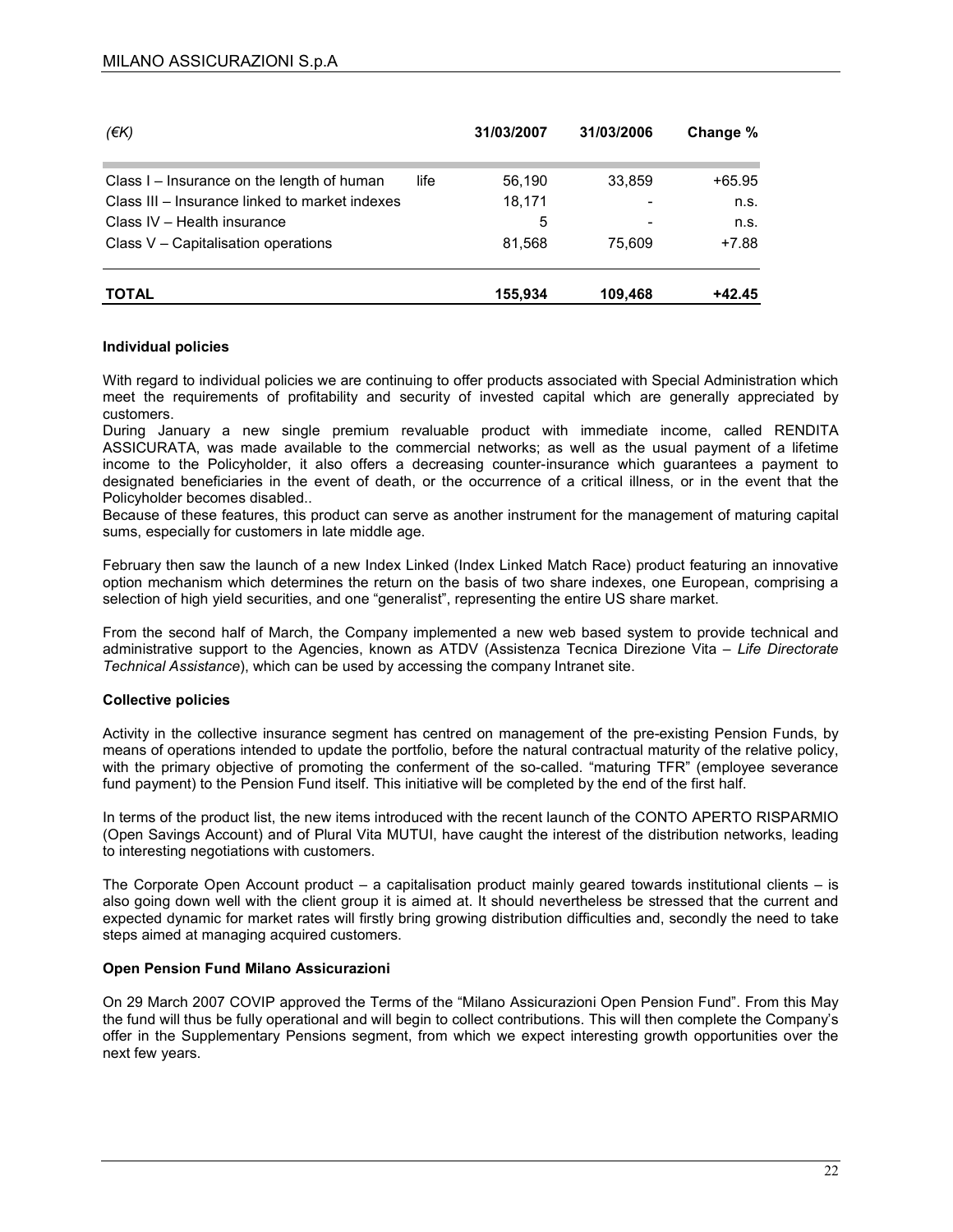| (€K) | 31/03/2007 | 31/03/2006 | Change % |
|---|---|---|---|
| Class I – Insurance on the length of human life | 56,190 | 33,859 | +65.95 |
| Class III – Insurance linked to market indexes | 18,171 | - | n.s. |
| Class IV – Health insurance | 5 | - | n.s. |
| Class V – Capitalisation operations | 81,568 | 75,609 | +7.88 |
| **TOTAL** | **155,934** | **109,468** | **+42.45** |

**Individual policies**

With regard to individual policies we are continuing to offer products associated with Special Administration which meet the requirements of profitability and security of invested capital which are generally appreciated by customers.

During January a new single premium revaluable product with immediate income, called RENDITA ASSICURATA, was made available to the commercial networks; as well as the usual payment of a lifetime income to the Policyholder, it also offers a decreasing counter-insurance which guarantees a payment to designated beneficiaries in the event of death, or the occurrence of a critical illness, or in the event that the Policyholder becomes disabled..

Because of these features, this product can serve as another instrument for the management of maturing capital sums, especially for customers in late middle age.

February then saw the launch of a new Index Linked (Index Linked Match Race) product featuring an innovative option mechanism which determines the return on the basis of two share indexes, one European, comprising a selection of high yield securities, and one "generalist", representing the entire US share market.

From the second half of March, the Company implemented a new web based system to provide technical and administrative support to the Agencies, known as ATDV (Assistenza Tecnica Direzione Vita – *Life Directorate Technical Assistance*), which can be used by accessing the company Intranet site.

**Collective policies**

Activity in the collective insurance segment has centred on management of the pre-existing Pension Funds, by means of operations intended to update the portfolio, before the natural contractual maturity of the relative policy, with the primary objective of promoting the conferment of the so-called. "maturing TFR" (employee severance fund payment) to the Pension Fund itself. This initiative will be completed by the end of the first half.

In terms of the product list, the new items introduced with the recent launch of the CONTO APERTO RISPARMIO (Open Savings Account) and of Plural Vita MUTUI, have caught the interest of the distribution networks, leading to interesting negotiations with customers.

The Corporate Open Account product – a capitalisation product mainly geared towards institutional clients – is also going down well with the client group it is aimed at. It should nevertheless be stressed that the current and expected dynamic for market rates will firstly bring growing distribution difficulties and, secondly the need to take steps aimed at managing acquired customers.

**Open Pension Fund Milano Assicurazioni**

On 29 March 2007 COVIP approved the Terms of the "Milano Assicurazioni Open Pension Fund". From this May the fund will thus be fully operational and will begin to collect contributions. This will then complete the Company's offer in the Supplementary Pensions segment, from which we expect interesting growth opportunities over the next few years.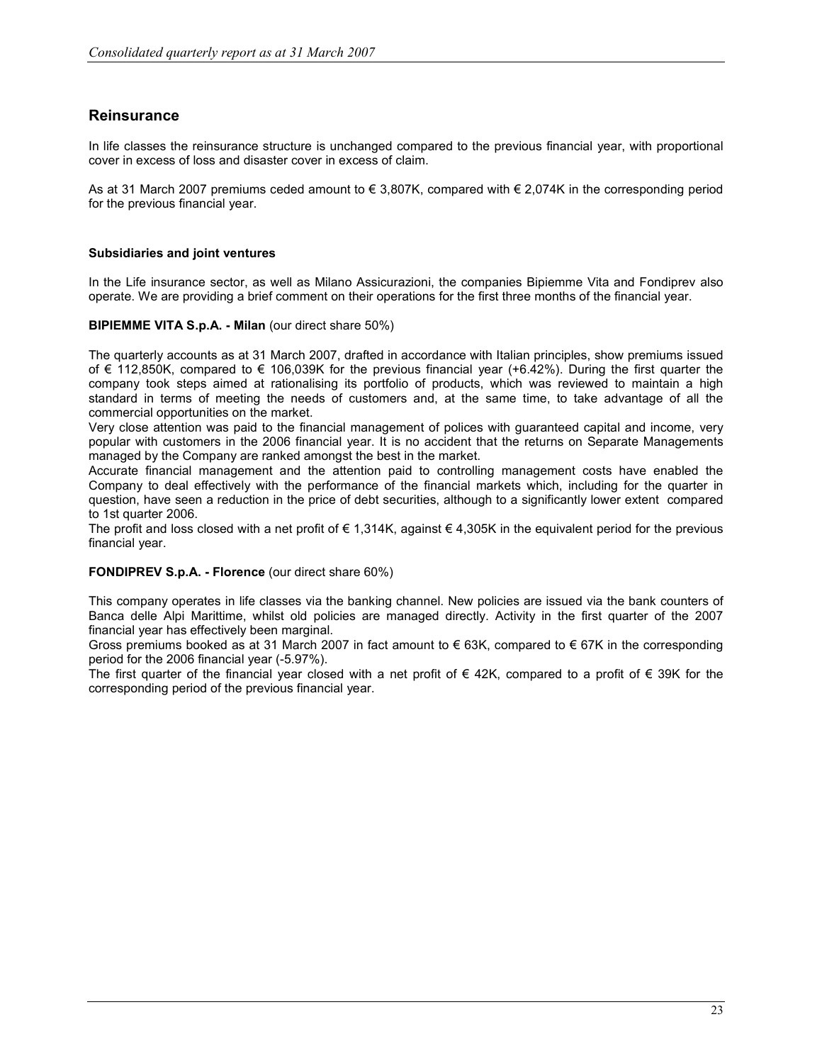## Reinsurance

In life classes the reinsurance structure is unchanged compared to the previous financial year, with proportional cover in excess of loss and disaster cover in excess of claim.

As at 31 March 2007 premiums ceded amount to € 3,807K, compared with € 2,074K in the corresponding period for the previous financial year.

**Subsidiaries and joint ventures**

In the Life insurance sector, as well as Milano Assicurazioni, the companies Bipiemme Vita and Fondiprev also operate. We are providing a brief comment on their operations for the first three months of the financial year.

**BIPIEMME VITA S.p.A. - Milan** (our direct share 50%)

The quarterly accounts as at 31 March 2007, drafted in accordance with Italian principles, show premiums issued of € 112,850K, compared to € 106,039K for the previous financial year (+6.42%). During the first quarter the company took steps aimed at rationalising its portfolio of products, which was reviewed to maintain a high standard in terms of meeting the needs of customers and, at the same time, to take advantage of all the commercial opportunities on the market.

Very close attention was paid to the financial management of polices with guaranteed capital and income, very popular with customers in the 2006 financial year. It is no accident that the returns on Separate Managements managed by the Company are ranked amongst the best in the market.

Accurate financial management and the attention paid to controlling management costs have enabled the Company to deal effectively with the performance of the financial markets which, including for the quarter in question, have seen a reduction in the price of debt securities, although to a significantly lower extent compared to 1st quarter 2006.

The profit and loss closed with a net profit of € 1,314K, against € 4,305K in the equivalent period for the previous financial year.

**FONDIPREV S.p.A. - Florence** (our direct share 60%)

This company operates in life classes via the banking channel. New policies are issued via the bank counters of Banca delle Alpi Marittime, whilst old policies are managed directly. Activity in the first quarter of the 2007 financial year has effectively been marginal.

Gross premiums booked as at 31 March 2007 in fact amount to € 63K, compared to € 67K in the corresponding period for the 2006 financial year (-5.97%).

The first quarter of the financial year closed with a net profit of € 42K, compared to a profit of € 39K for the corresponding period of the previous financial year.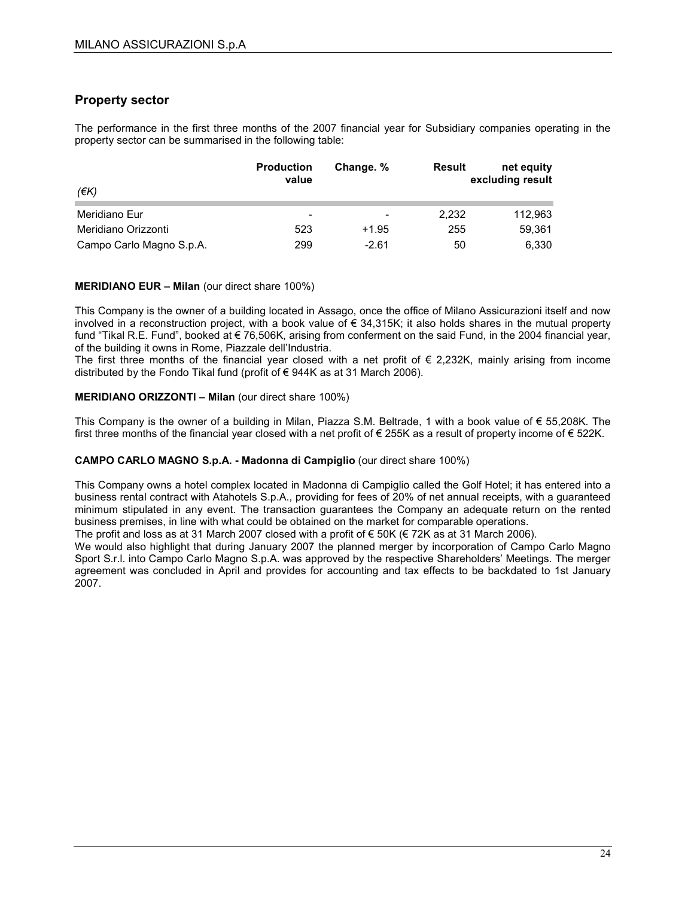## Property sector

The performance in the first three months of the 2007 financial year for Subsidiary companies operating in the property sector can be summarised in the following table:

| *(€K)* | Production value | Change. % | Result | net equity excluding result |
|---|---|---|---|---|
| Meridiano Eur | - | - | 2,232 | 112,963 |
| Meridiano Orizzonti | 523 | +1.95 | 255 | 59,361 |
| Campo Carlo Magno S.p.A. | 299 | -2.61 | 50 | 6,330 |

**MERIDIANO EUR – Milan** (our direct share 100%)

This Company is the owner of a building located in Assago, once the office of Milano Assicurazioni itself and now involved in a reconstruction project, with a book value of € 34,315K; it also holds shares in the mutual property fund "Tikal R.E. Fund", booked at € 76,506K, arising from conferment on the said Fund, in the 2004 financial year, of the building it owns in Rome, Piazzale dell'Industria.
The first three months of the financial year closed with a net profit of € 2,232K, mainly arising from income distributed by the Fondo Tikal fund (profit of € 944K as at 31 March 2006).

**MERIDIANO ORIZZONTI – Milan** (our direct share 100%)

This Company is the owner of a building in Milan, Piazza S.M. Beltrade, 1 with a book value of € 55,208K. The first three months of the financial year closed with a net profit of € 255K as a result of property income of € 522K.

**CAMPO CARLO MAGNO S.p.A. - Madonna di Campiglio** (our direct share 100%)

This Company owns a hotel complex located in Madonna di Campiglio called the Golf Hotel; it has entered into a business rental contract with Atahotels S.p.A., providing for fees of 20% of net annual receipts, with a guaranteed minimum stipulated in any event. The transaction guarantees the Company an adequate return on the rented business premises, in line with what could be obtained on the market for comparable operations.
The profit and loss as at 31 March 2007 closed with a profit of € 50K (€ 72K as at 31 March 2006).
We would also highlight that during January 2007 the planned merger by incorporation of Campo Carlo Magno Sport S.r.l. into Campo Carlo Magno S.p.A. was approved by the respective Shareholders' Meetings. The merger agreement was concluded in April and provides for accounting and tax effects to be backdated to 1st January 2007.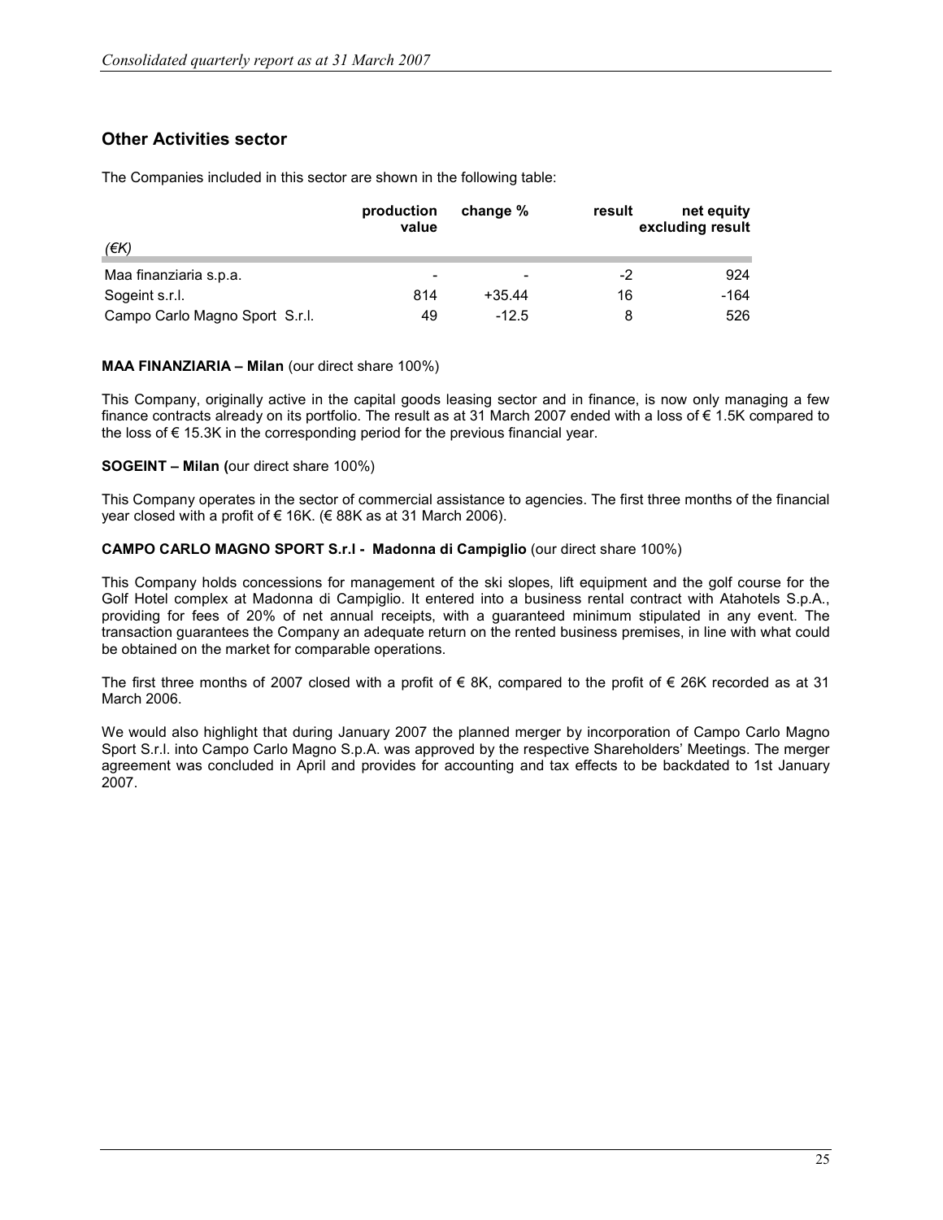## Other Activities sector

The Companies included in this sector are shown in the following table:

| (€K) | production value | change % | result | net equity excluding result |
|---|---|---|---|---|
| Maa finanziaria s.p.a. | - | - | -2 | 924 |
| Sogeint s.r.l. | 814 | +35.44 | 16 | -164 |
| Campo Carlo Magno Sport S.r.l. | 49 | -12.5 | 8 | 526 |

**MAA FINANZIARIA – Milan** (our direct share 100%)

This Company, originally active in the capital goods leasing sector and in finance, is now only managing a few finance contracts already on its portfolio. The result as at 31 March 2007 ended with a loss of € 1.5K compared to the loss of € 15.3K in the corresponding period for the previous financial year.

**SOGEINT – Milan (**our direct share 100%)

This Company operates in the sector of commercial assistance to agencies. The first three months of the financial year closed with a profit of € 16K. (€ 88K as at 31 March 2006).

**CAMPO CARLO MAGNO SPORT S.r.l - Madonna di Campiglio** (our direct share 100%)

This Company holds concessions for management of the ski slopes, lift equipment and the golf course for the Golf Hotel complex at Madonna di Campiglio. It entered into a business rental contract with Atahotels S.p.A., providing for fees of 20% of net annual receipts, with a guaranteed minimum stipulated in any event. The transaction guarantees the Company an adequate return on the rented business premises, in line with what could be obtained on the market for comparable operations.

The first three months of 2007 closed with a profit of € 8K, compared to the profit of € 26K recorded as at 31 March 2006.

We would also highlight that during January 2007 the planned merger by incorporation of Campo Carlo Magno Sport S.r.l. into Campo Carlo Magno S.p.A. was approved by the respective Shareholders' Meetings. The merger agreement was concluded in April and provides for accounting and tax effects to be backdated to 1st January 2007.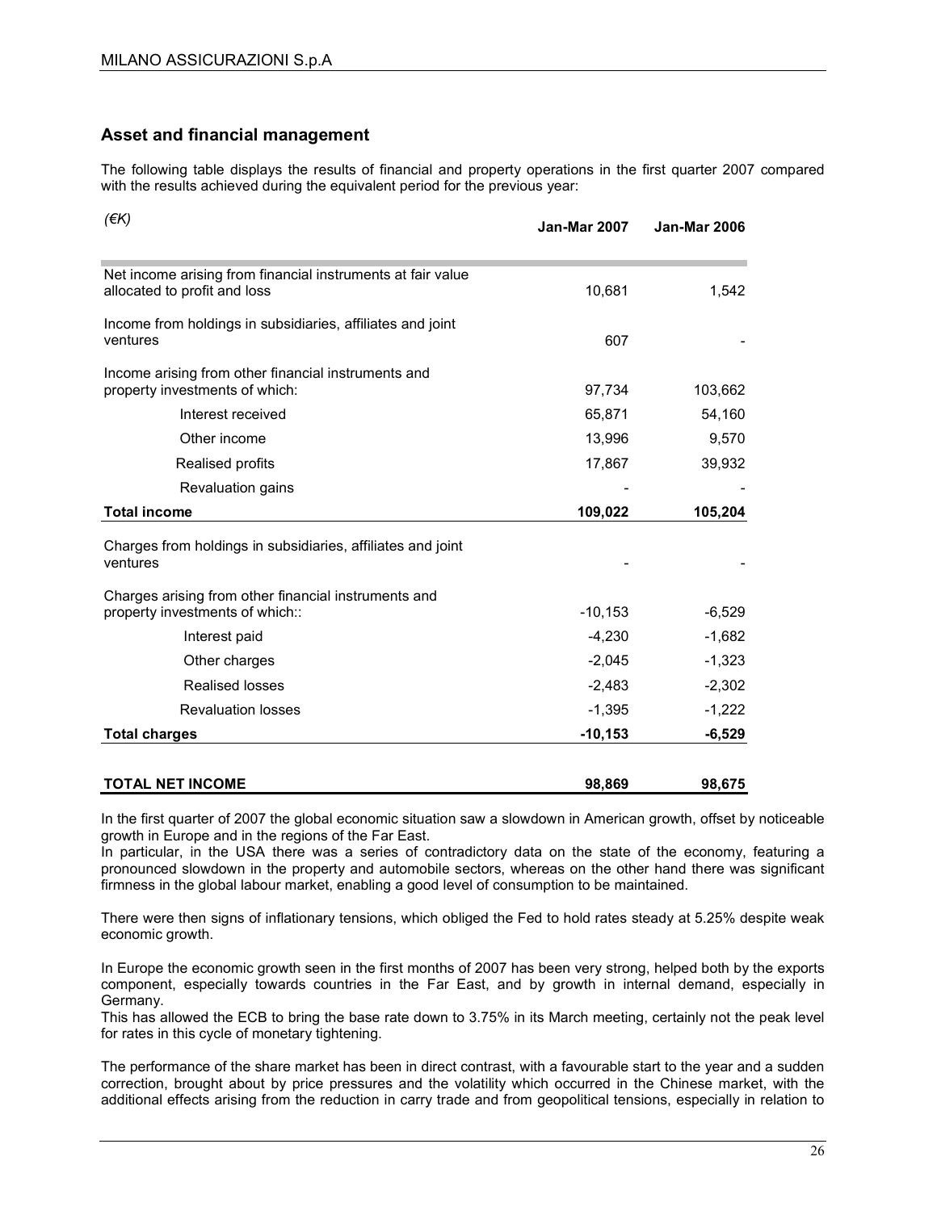## Asset and financial management

The following table displays the results of financial and property operations in the first quarter 2007 compared with the results achieved during the equivalent period for the previous year:

| (€K) | Jan-Mar 2007 | Jan-Mar 2006 |
|---|---|---|
| Net income arising from financial instruments at fair value allocated to profit and loss | 10,681 | 1,542 |
| Income from holdings in subsidiaries, affiliates and joint ventures | 607 | - |
| Income arising from other financial instruments and property investments of which: | 97,734 | 103,662 |
| Interest received | 65,871 | 54,160 |
| Other income | 13,996 | 9,570 |
| Realised profits | 17,867 | 39,932 |
| Revaluation gains | - | - |
| **Total income** | **109,022** | **105,204** |
| Charges from holdings in subsidiaries, affiliates and joint ventures | - | - |
| Charges arising from other financial instruments and property investments of which:: | -10,153 | -6,529 |
| Interest paid | -4,230 | -1,682 |
| Other charges | -2,045 | -1,323 |
| Realised losses | -2,483 | -2,302 |
| Revaluation losses | -1,395 | -1,222 |
| **Total charges** | **-10,153** | **-6,529** |
| **TOTAL NET INCOME** | **98,869** | **98,675** |

In the first quarter of 2007 the global economic situation saw a slowdown in American growth, offset by noticeable growth in Europe and in the regions of the Far East.
In particular, in the USA there was a series of contradictory data on the state of the economy, featuring a pronounced slowdown in the property and automobile sectors, whereas on the other hand there was significant firmness in the global labour market, enabling a good level of consumption to be maintained.

There were then signs of inflationary tensions, which obliged the Fed to hold rates steady at 5.25% despite weak economic growth.

In Europe the economic growth seen in the first months of 2007 has been very strong, helped both by the exports component, especially towards countries in the Far East, and by growth in internal demand, especially in Germany.
This has allowed the ECB to bring the base rate down to 3.75% in its March meeting, certainly not the peak level for rates in this cycle of monetary tightening.

The performance of the share market has been in direct contrast, with a favourable start to the year and a sudden correction, brought about by price pressures and the volatility which occurred in the Chinese market, with the additional effects arising from the reduction in carry trade and from geopolitical tensions, especially in relation to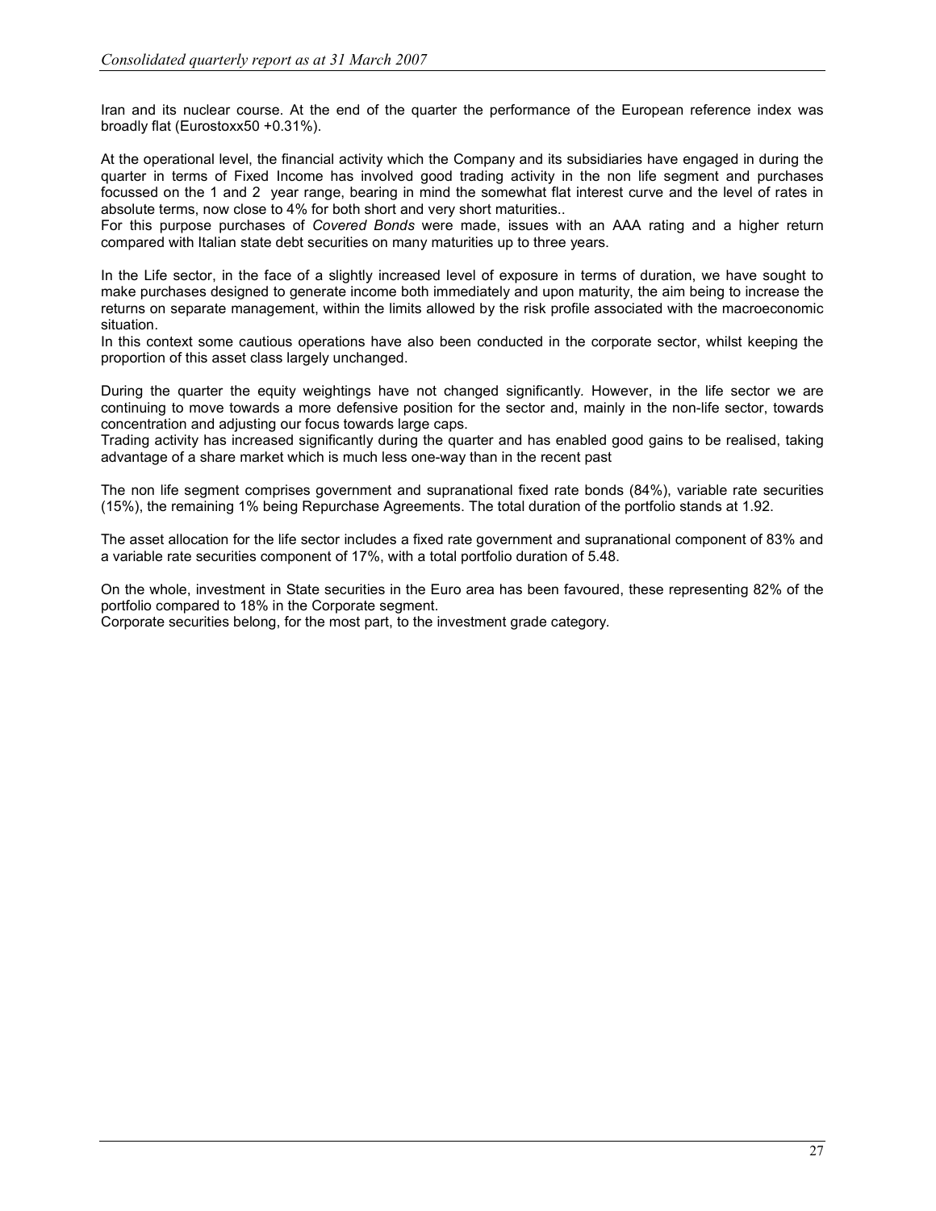Iran and its nuclear course. At the end of the quarter the performance of the European reference index was broadly flat (Eurostoxx50 +0.31%).

At the operational level, the financial activity which the Company and its subsidiaries have engaged in during the quarter in terms of Fixed Income has involved good trading activity in the non life segment and purchases focussed on the 1 and 2 year range, bearing in mind the somewhat flat interest curve and the level of rates in absolute terms, now close to 4% for both short and very short maturities..
For this purpose purchases of *Covered Bonds* were made, issues with an AAA rating and a higher return compared with Italian state debt securities on many maturities up to three years.

In the Life sector, in the face of a slightly increased level of exposure in terms of duration, we have sought to make purchases designed to generate income both immediately and upon maturity, the aim being to increase the returns on separate management, within the limits allowed by the risk profile associated with the macroeconomic situation.
In this context some cautious operations have also been conducted in the corporate sector, whilst keeping the proportion of this asset class largely unchanged.

During the quarter the equity weightings have not changed significantly. However, in the life sector we are continuing to move towards a more defensive position for the sector and, mainly in the non-life sector, towards concentration and adjusting our focus towards large caps.
Trading activity has increased significantly during the quarter and has enabled good gains to be realised, taking advantage of a share market which is much less one-way than in the recent past

The non life segment comprises government and supranational fixed rate bonds (84%), variable rate securities (15%), the remaining 1% being Repurchase Agreements. The total duration of the portfolio stands at 1.92.

The asset allocation for the life sector includes a fixed rate government and supranational component of 83% and a variable rate securities component of 17%, with a total portfolio duration of 5.48.

On the whole, investment in State securities in the Euro area has been favoured, these representing 82% of the portfolio compared to 18% in the Corporate segment.
Corporate securities belong, for the most part, to the investment grade category.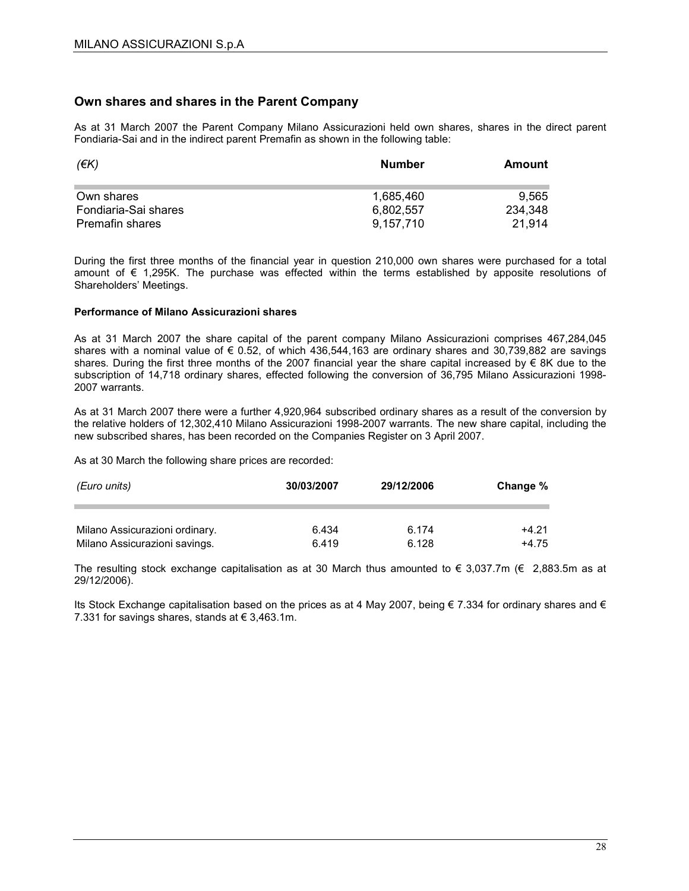## Own shares and shares in the Parent Company

As at 31 March 2007 the Parent Company Milano Assicurazioni held own shares, shares in the direct parent Fondiaria-Sai and in the indirect parent Premafin as shown in the following table:

| *(€K)* | Number | Amount |
|---|---|---|
| Own shares | 1,685,460 | 9,565 |
| Fondiaria-Sai shares | 6,802,557 | 234,348 |
| Premafin shares | 9,157,710 | 21,914 |

During the first three months of the financial year in question 210,000 own shares were purchased for a total amount of € 1,295K. The purchase was effected within the terms established by apposite resolutions of Shareholders' Meetings.

### Performance of Milano Assicurazioni shares

As at 31 March 2007 the share capital of the parent company Milano Assicurazioni comprises 467,284,045 shares with a nominal value of € 0.52, of which 436,544,163 are ordinary shares and 30,739,882 are savings shares. During the first three months of the 2007 financial year the share capital increased by € 8K due to the subscription of 14,718 ordinary shares, effected following the conversion of 36,795 Milano Assicurazioni 1998-2007 warrants.

As at 31 March 2007 there were a further 4,920,964 subscribed ordinary shares as a result of the conversion by the relative holders of 12,302,410 Milano Assicurazioni 1998-2007 warrants. The new share capital, including the new subscribed shares, has been recorded on the Companies Register on 3 April 2007.

As at 30 March the following share prices are recorded:

| *(Euro units)* | 30/03/2007 | 29/12/2006 | Change % |
|---|---|---|---|
| Milano Assicurazioni ordinary. | 6.434 | 6.174 | +4.21 |
| Milano Assicurazioni savings. | 6.419 | 6.128 | +4.75 |

The resulting stock exchange capitalisation as at 30 March thus amounted to € 3,037.7m (€ 2,883.5m as at 29/12/2006).

Its Stock Exchange capitalisation based on the prices as at 4 May 2007, being € 7.334 for ordinary shares and € 7.331 for savings shares, stands at € 3,463.1m.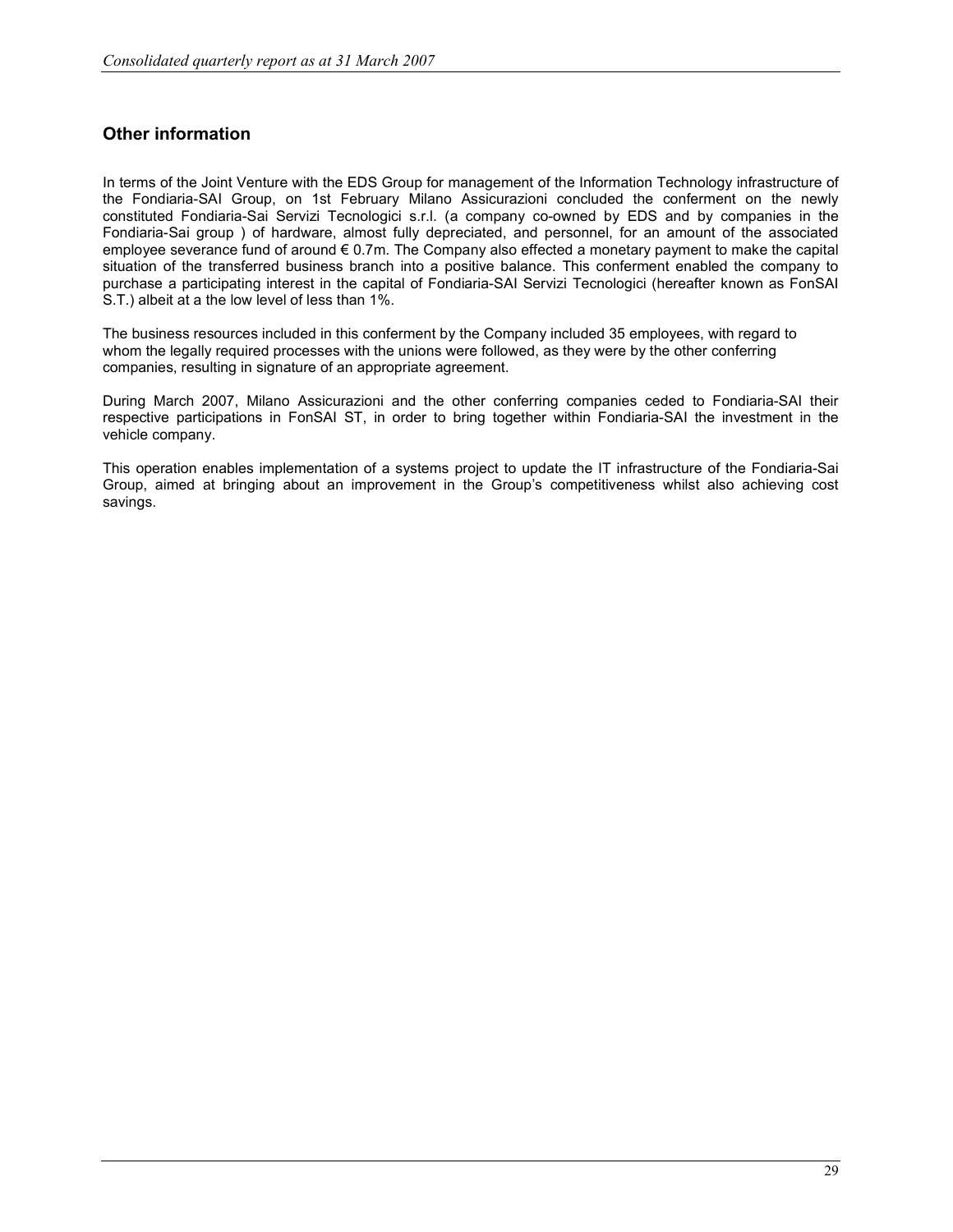## Other information

In terms of the Joint Venture with the EDS Group for management of the Information Technology infrastructure of the Fondiaria-SAI Group, on 1st February Milano Assicurazioni concluded the conferment on the newly constituted Fondiaria-Sai Servizi Tecnologici s.r.l. (a company co-owned by EDS and by companies in the Fondiaria-Sai group ) of hardware, almost fully depreciated, and personnel, for an amount of the associated employee severance fund of around € 0.7m. The Company also effected a monetary payment to make the capital situation of the transferred business branch into a positive balance. This conferment enabled the company to purchase a participating interest in the capital of Fondiaria-SAI Servizi Tecnologici (hereafter known as FonSAI S.T.) albeit at a the low level of less than 1%.

The business resources included in this conferment by the Company included 35 employees, with regard to whom the legally required processes with the unions were followed, as they were by the other conferring companies, resulting in signature of an appropriate agreement.

During March 2007, Milano Assicurazioni and the other conferring companies ceded to Fondiaria-SAI their respective participations in FonSAI ST, in order to bring together within Fondiaria-SAI the investment in the vehicle company.

This operation enables implementation of a systems project to update the IT infrastructure of the Fondiaria-Sai Group, aimed at bringing about an improvement in the Group's competitiveness whilst also achieving cost savings.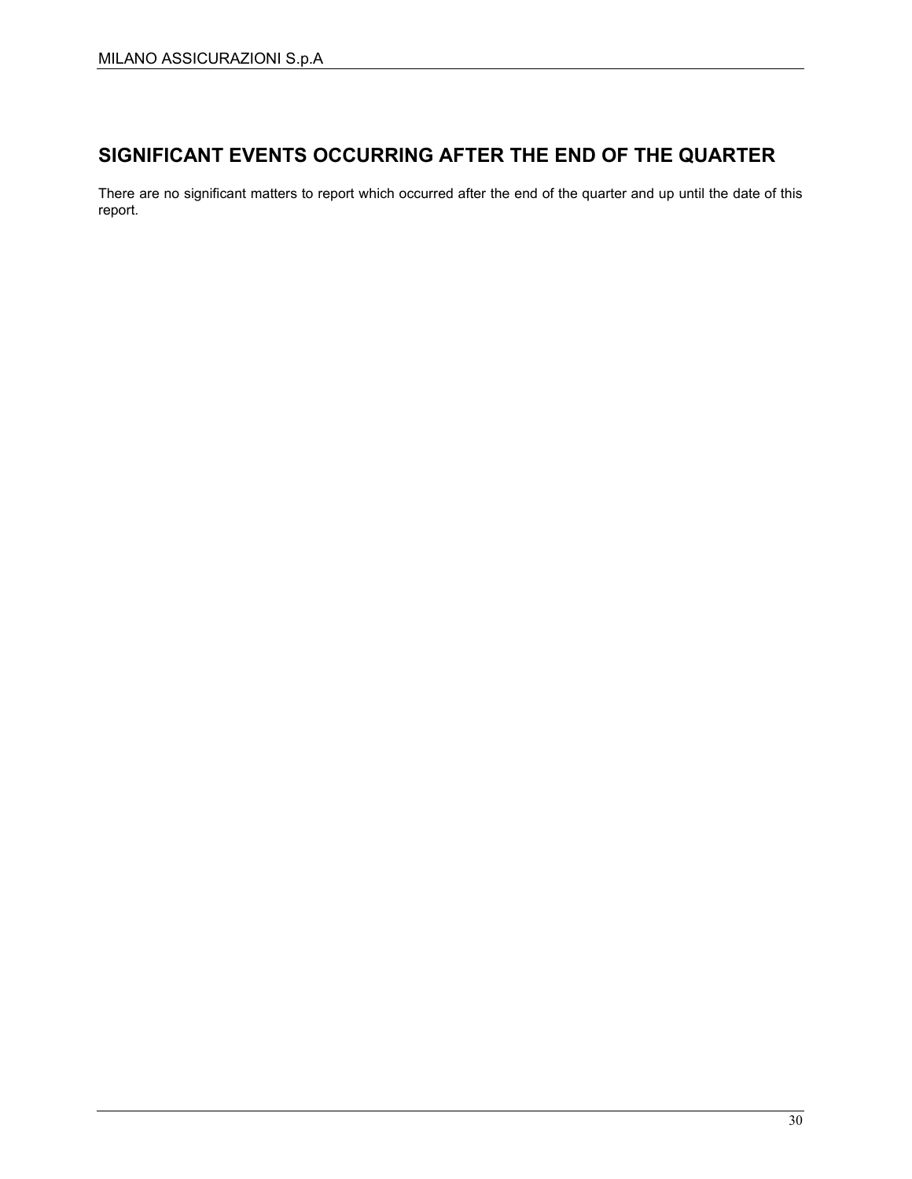## SIGNIFICANT EVENTS OCCURRING AFTER THE END OF THE QUARTER

There are no significant matters to report which occurred after the end of the quarter and up until the date of this report.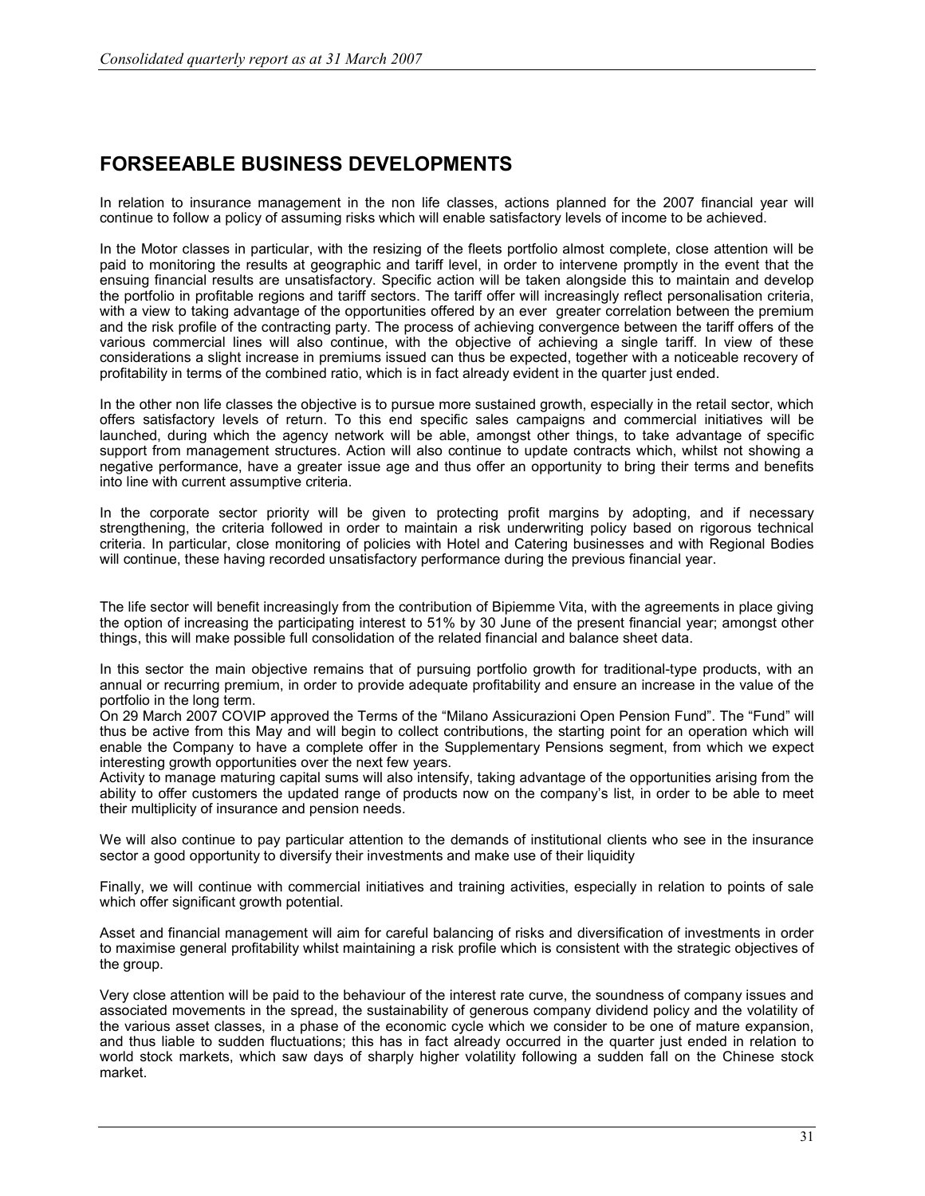# FORSEEABLE BUSINESS DEVELOPMENTS

In relation to insurance management in the non life classes, actions planned for the 2007 financial year will continue to follow a policy of assuming risks which will enable satisfactory levels of income to be achieved.

In the Motor classes in particular, with the resizing of the fleets portfolio almost complete, close attention will be paid to monitoring the results at geographic and tariff level, in order to intervene promptly in the event that the ensuing financial results are unsatisfactory. Specific action will be taken alongside this to maintain and develop the portfolio in profitable regions and tariff sectors. The tariff offer will increasingly reflect personalisation criteria, with a view to taking advantage of the opportunities offered by an ever greater correlation between the premium and the risk profile of the contracting party. The process of achieving convergence between the tariff offers of the various commercial lines will also continue, with the objective of achieving a single tariff. In view of these considerations a slight increase in premiums issued can thus be expected, together with a noticeable recovery of profitability in terms of the combined ratio, which is in fact already evident in the quarter just ended.

In the other non life classes the objective is to pursue more sustained growth, especially in the retail sector, which offers satisfactory levels of return. To this end specific sales campaigns and commercial initiatives will be launched, during which the agency network will be able, amongst other things, to take advantage of specific support from management structures. Action will also continue to update contracts which, whilst not showing a negative performance, have a greater issue age and thus offer an opportunity to bring their terms and benefits into line with current assumptive criteria.

In the corporate sector priority will be given to protecting profit margins by adopting, and if necessary strengthening, the criteria followed in order to maintain a risk underwriting policy based on rigorous technical criteria. In particular, close monitoring of policies with Hotel and Catering businesses and with Regional Bodies will continue, these having recorded unsatisfactory performance during the previous financial year.

The life sector will benefit increasingly from the contribution of Bipiemme Vita, with the agreements in place giving the option of increasing the participating interest to 51% by 30 June of the present financial year; amongst other things, this will make possible full consolidation of the related financial and balance sheet data.

In this sector the main objective remains that of pursuing portfolio growth for traditional-type products, with an annual or recurring premium, in order to provide adequate profitability and ensure an increase in the value of the portfolio in the long term.

On 29 March 2007 COVIP approved the Terms of the "Milano Assicurazioni Open Pension Fund". The "Fund" will thus be active from this May and will begin to collect contributions, the starting point for an operation which will enable the Company to have a complete offer in the Supplementary Pensions segment, from which we expect interesting growth opportunities over the next few years.

Activity to manage maturing capital sums will also intensify, taking advantage of the opportunities arising from the ability to offer customers the updated range of products now on the company's list, in order to be able to meet their multiplicity of insurance and pension needs.

We will also continue to pay particular attention to the demands of institutional clients who see in the insurance sector a good opportunity to diversify their investments and make use of their liquidity

Finally, we will continue with commercial initiatives and training activities, especially in relation to points of sale which offer significant growth potential.

Asset and financial management will aim for careful balancing of risks and diversification of investments in order to maximise general profitability whilst maintaining a risk profile which is consistent with the strategic objectives of the group.

Very close attention will be paid to the behaviour of the interest rate curve, the soundness of company issues and associated movements in the spread, the sustainability of generous company dividend policy and the volatility of the various asset classes, in a phase of the economic cycle which we consider to be one of mature expansion, and thus liable to sudden fluctuations; this has in fact already occurred in the quarter just ended in relation to world stock markets, which saw days of sharply higher volatility following a sudden fall on the Chinese stock market.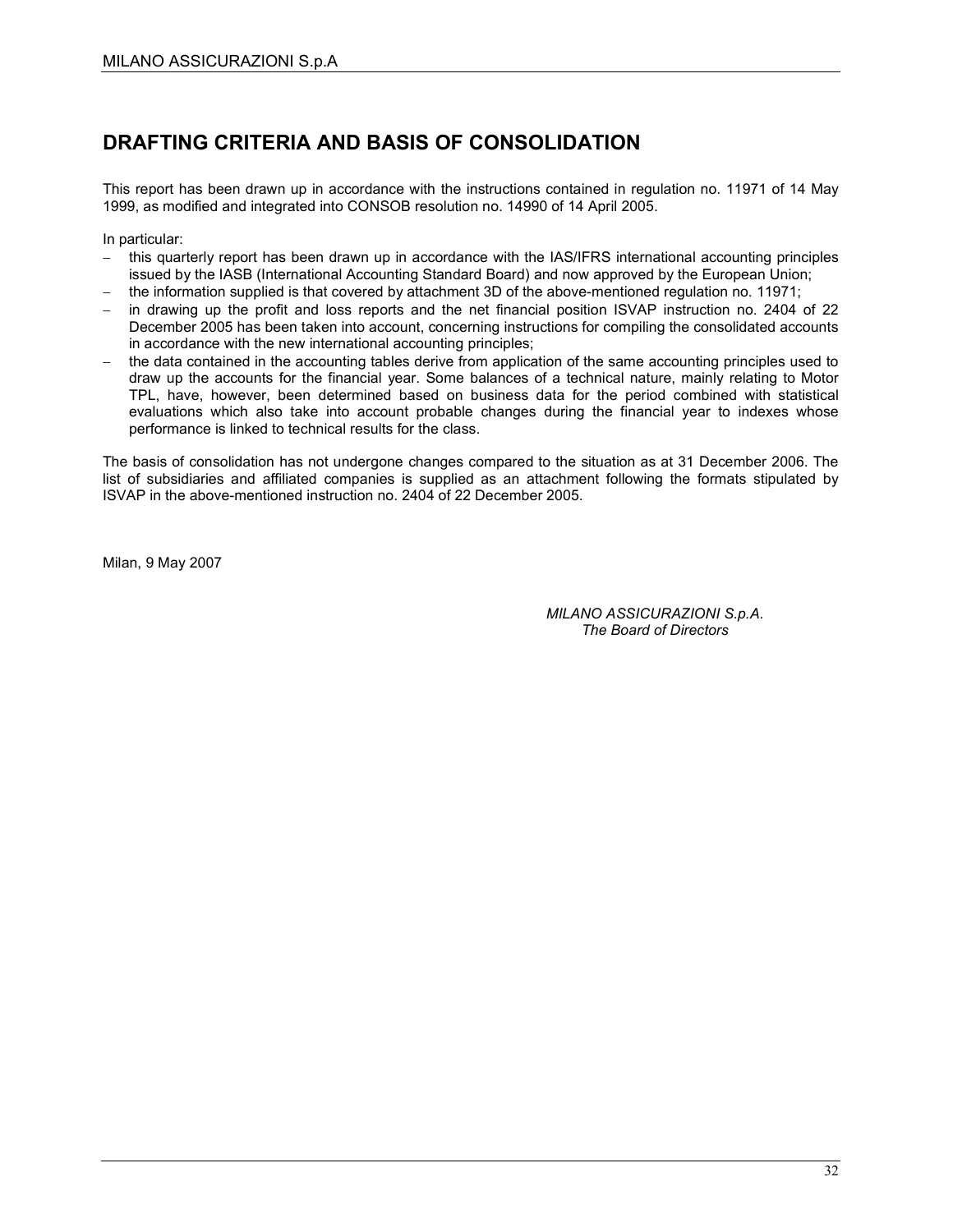## DRAFTING CRITERIA AND BASIS OF CONSOLIDATION

This report has been drawn up in accordance with the instructions contained in regulation no. 11971 of 14 May 1999, as modified and integrated into CONSOB resolution no. 14990 of 14 April 2005.

In particular:

- this quarterly report has been drawn up in accordance with the IAS/IFRS international accounting principles issued by the IASB (International Accounting Standard Board) and now approved by the European Union;
- the information supplied is that covered by attachment 3D of the above-mentioned regulation no. 11971;
- in drawing up the profit and loss reports and the net financial position ISVAP instruction no. 2404 of 22 December 2005 has been taken into account, concerning instructions for compiling the consolidated accounts in accordance with the new international accounting principles;
- the data contained in the accounting tables derive from application of the same accounting principles used to draw up the accounts for the financial year. Some balances of a technical nature, mainly relating to Motor TPL, have, however, been determined based on business data for the period combined with statistical evaluations which also take into account probable changes during the financial year to indexes whose performance is linked to technical results for the class.

The basis of consolidation has not undergone changes compared to the situation as at 31 December 2006. The list of subsidiaries and affiliated companies is supplied as an attachment following the formats stipulated by ISVAP in the above-mentioned instruction no. 2404 of 22 December 2005.

Milan, 9 May 2007

*MILANO ASSICURAZIONI S.p.A.*
*The Board of Directors*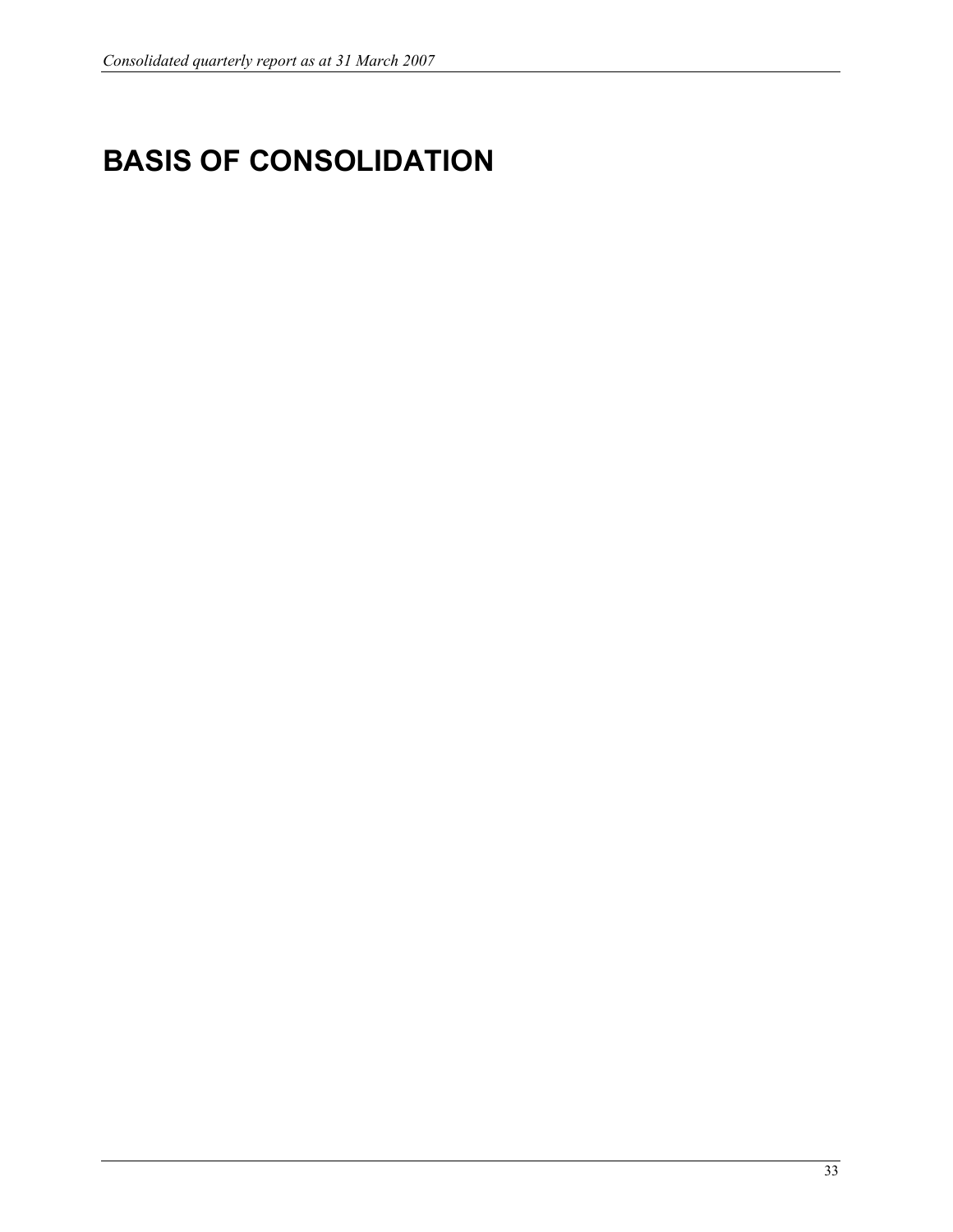# BASIS OF CONSOLIDATION